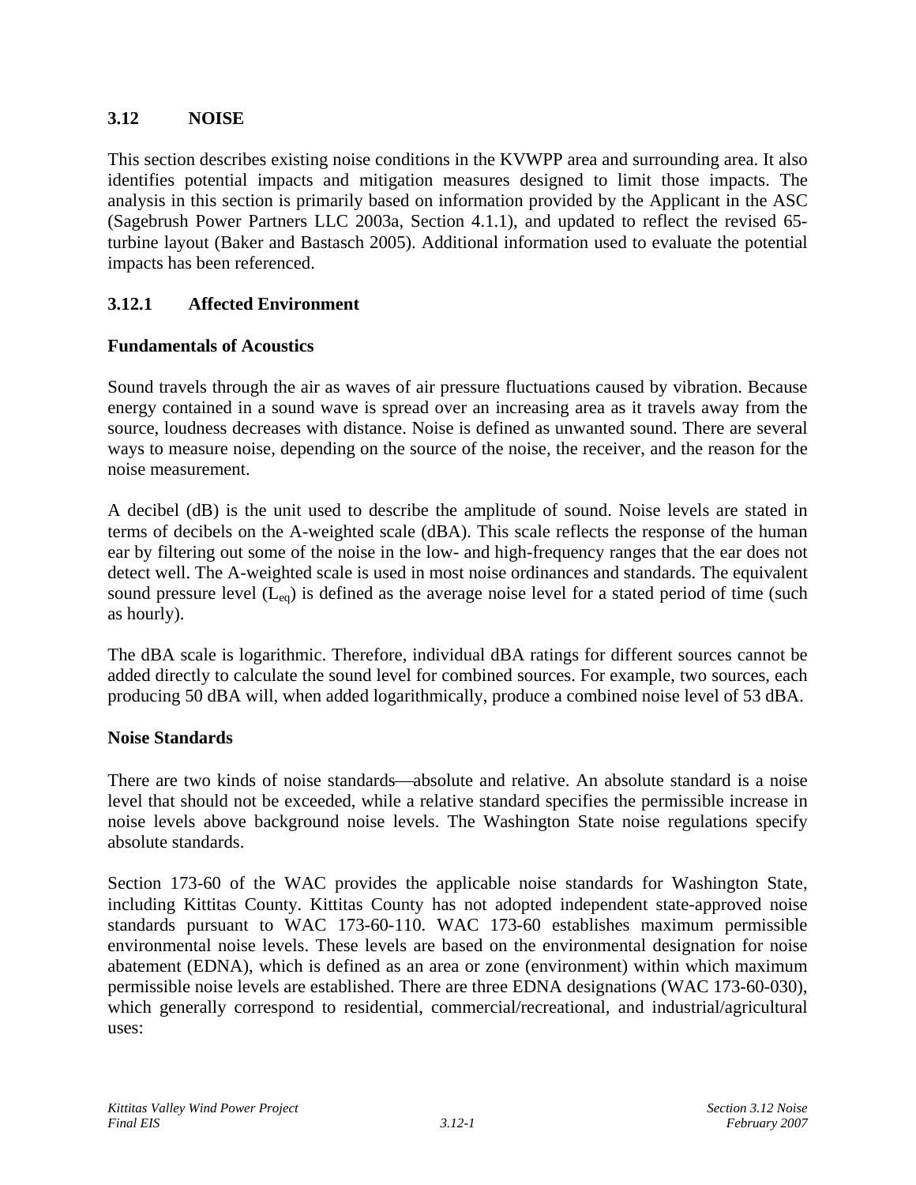## 3.12 NOISE

This section describes existing noise conditions in the KVWPP area and surrounding area. It also identifies potential impacts and mitigation measures designed to limit those impacts. The analysis in this section is primarily based on information provided by the Applicant in the ASC (Sagebrush Power Partners LLC 2003a, Section 4.1.1), and updated to reflect the revised 65-turbine layout (Baker and Bastasch 2005). Additional information used to evaluate the potential impacts has been referenced.

### 3.12.1 Affected Environment

**Fundamentals of Acoustics**

Sound travels through the air as waves of air pressure fluctuations caused by vibration. Because energy contained in a sound wave is spread over an increasing area as it travels away from the source, loudness decreases with distance. Noise is defined as unwanted sound. There are several ways to measure noise, depending on the source of the noise, the receiver, and the reason for the noise measurement.

A decibel (dB) is the unit used to describe the amplitude of sound. Noise levels are stated in terms of decibels on the A-weighted scale (dBA). This scale reflects the response of the human ear by filtering out some of the noise in the low- and high-frequency ranges that the ear does not detect well. The A-weighted scale is used in most noise ordinances and standards. The equivalent sound pressure level ($L_{eq}$) is defined as the average noise level for a stated period of time (such as hourly).

The dBA scale is logarithmic. Therefore, individual dBA ratings for different sources cannot be added directly to calculate the sound level for combined sources. For example, two sources, each producing 50 dBA will, when added logarithmically, produce a combined noise level of 53 dBA.

**Noise Standards**

There are two kinds of noise standards—absolute and relative. An absolute standard is a noise level that should not be exceeded, while a relative standard specifies the permissible increase in noise levels above background noise levels. The Washington State noise regulations specify absolute standards.

Section 173-60 of the WAC provides the applicable noise standards for Washington State, including Kittitas County. Kittitas County has not adopted independent state-approved noise standards pursuant to WAC 173-60-110. WAC 173-60 establishes maximum permissible environmental noise levels. These levels are based on the environmental designation for noise abatement (EDNA), which is defined as an area or zone (environment) within which maximum permissible noise levels are established. There are three EDNA designations (WAC 173-60-030), which generally correspond to residential, commercial/recreational, and industrial/agricultural uses: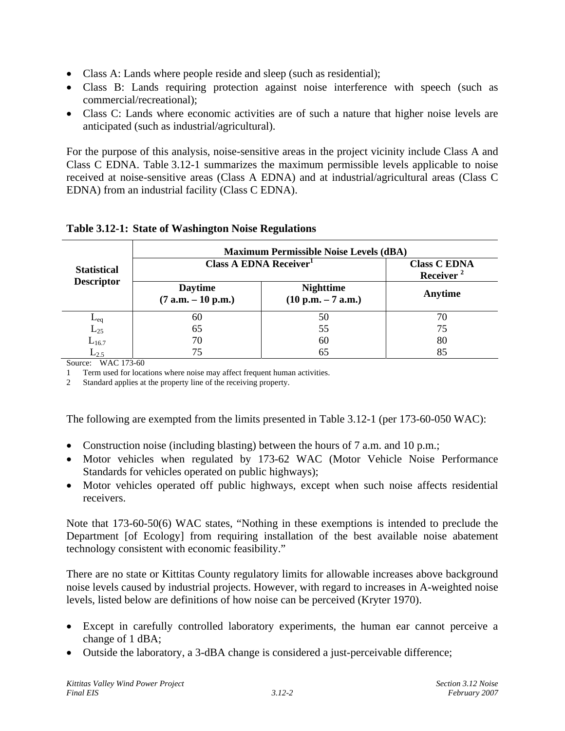- Class A: Lands where people reside and sleep (such as residential);
- Class B: Lands requiring protection against noise interference with speech (such as commercial/recreational);
- Class C: Lands where economic activities are of such a nature that higher noise levels are anticipated (such as industrial/agricultural).

For the purpose of this analysis, noise-sensitive areas in the project vicinity include Class A and Class C EDNA. Table 3.12-1 summarizes the maximum permissible levels applicable to noise received at noise-sensitive areas (Class A EDNA) and at industrial/agricultural areas (Class C EDNA) from an industrial facility (Class C EDNA).

**Table 3.12-1: State of Washington Noise Regulations**

| Statistical Descriptor | Maximum Permissible Noise Levels (dBA) | | |
|---|---|---|---|
| | Class A EDNA Receiver[1] | | Class C EDNA Receiver [2] |
| | Daytime (7 a.m. – 10 p.m.) | Nighttime (10 p.m. – 7 a.m.) | Anytime |
| $L_{eq}$ | 60 | 50 | 70 |
| $L_{25}$ | 65 | 55 | 75 |
| $L_{16.7}$ | 70 | 60 | 80 |
| $L_{2.5}$ | 75 | 65 | 85 |

Source: WAC 173-60

1 Term used for locations where noise may affect frequent human activities.

2 Standard applies at the property line of the receiving property.

The following are exempted from the limits presented in Table 3.12-1 (per 173-60-050 WAC):

- Construction noise (including blasting) between the hours of 7 a.m. and 10 p.m.;
- Motor vehicles when regulated by 173-62 WAC (Motor Vehicle Noise Performance Standards for vehicles operated on public highways);
- Motor vehicles operated off public highways, except when such noise affects residential receivers.

Note that 173-60-50(6) WAC states, "Nothing in these exemptions is intended to preclude the Department [of Ecology] from requiring installation of the best available noise abatement technology consistent with economic feasibility."

There are no state or Kittitas County regulatory limits for allowable increases above background noise levels caused by industrial projects. However, with regard to increases in A-weighted noise levels, listed below are definitions of how noise can be perceived (Kryter 1970).

- Except in carefully controlled laboratory experiments, the human ear cannot perceive a change of 1 dBA;
- Outside the laboratory, a 3-dBA change is considered a just-perceivable difference;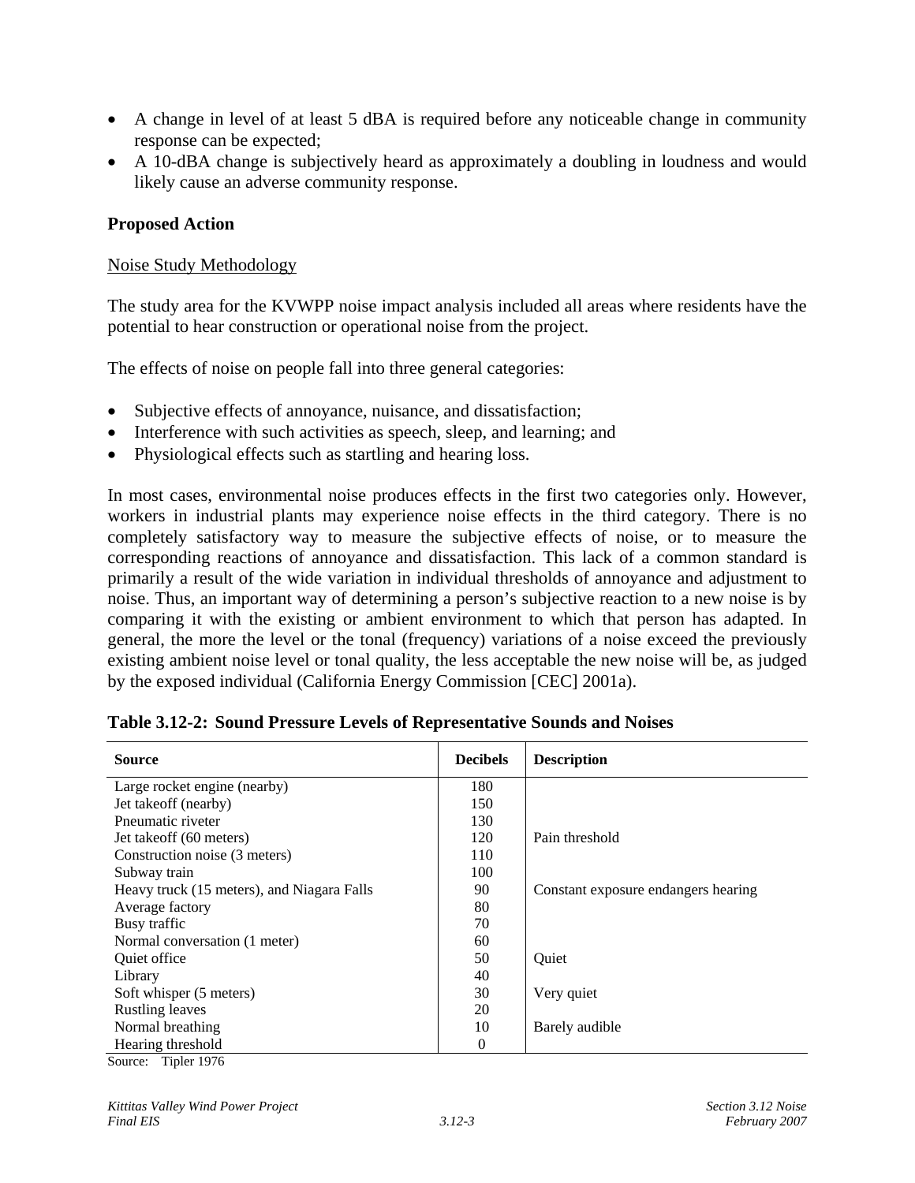- A change in level of at least 5 dBA is required before any noticeable change in community response can be expected;
- A 10-dBA change is subjectively heard as approximately a doubling in loudness and would likely cause an adverse community response.

**Proposed Action**

Noise Study Methodology

The study area for the KVWPP noise impact analysis included all areas where residents have the potential to hear construction or operational noise from the project.

The effects of noise on people fall into three general categories:

- Subjective effects of annoyance, nuisance, and dissatisfaction;
- Interference with such activities as speech, sleep, and learning; and
- Physiological effects such as startling and hearing loss.

In most cases, environmental noise produces effects in the first two categories only. However, workers in industrial plants may experience noise effects in the third category. There is no completely satisfactory way to measure the subjective effects of noise, or to measure the corresponding reactions of annoyance and dissatisfaction. This lack of a common standard is primarily a result of the wide variation in individual thresholds of annoyance and adjustment to noise. Thus, an important way of determining a person's subjective reaction to a new noise is by comparing it with the existing or ambient environment to which that person has adapted. In general, the more the level or the tonal (frequency) variations of a noise exceed the previously existing ambient noise level or tonal quality, the less acceptable the new noise will be, as judged by the exposed individual (California Energy Commission [CEC] 2001a).

**Table 3.12-2: Sound Pressure Levels of Representative Sounds and Noises**

| Source | Decibels | Description |
|---|---|---|
| Large rocket engine (nearby) | 180 | |
| Jet takeoff (nearby) | 150 | |
| Pneumatic riveter | 130 | |
| Jet takeoff (60 meters) | 120 | Pain threshold |
| Construction noise (3 meters) | 110 | |
| Subway train | 100 | |
| Heavy truck (15 meters), and Niagara Falls | 90 | Constant exposure endangers hearing |
| Average factory | 80 | |
| Busy traffic | 70 | |
| Normal conversation (1 meter) | 60 | |
| Quiet office | 50 | Quiet |
| Library | 40 | |
| Soft whisper (5 meters) | 30 | Very quiet |
| Rustling leaves | 20 | |
| Normal breathing | 10 | Barely audible |
| Hearing threshold | 0 | |

Source: Tipler 1976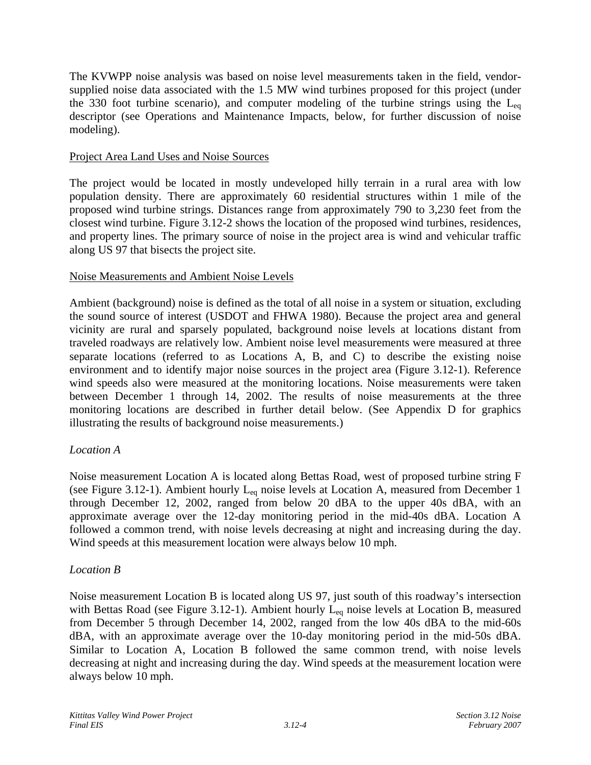The KVWPP noise analysis was based on noise level measurements taken in the field, vendor-supplied noise data associated with the 1.5 MW wind turbines proposed for this project (under the 330 foot turbine scenario), and computer modeling of the turbine strings using the $L_{eq}$ descriptor (see Operations and Maintenance Impacts, below, for further discussion of noise modeling).

Project Area Land Uses and Noise Sources

The project would be located in mostly undeveloped hilly terrain in a rural area with low population density. There are approximately 60 residential structures within 1 mile of the proposed wind turbine strings. Distances range from approximately 790 to 3,230 feet from the closest wind turbine. Figure 3.12-2 shows the location of the proposed wind turbines, residences, and property lines. The primary source of noise in the project area is wind and vehicular traffic along US 97 that bisects the project site.

Noise Measurements and Ambient Noise Levels

Ambient (background) noise is defined as the total of all noise in a system or situation, excluding the sound source of interest (USDOT and FHWA 1980). Because the project area and general vicinity are rural and sparsely populated, background noise levels at locations distant from traveled roadways are relatively low. Ambient noise level measurements were measured at three separate locations (referred to as Locations A, B, and C) to describe the existing noise environment and to identify major noise sources in the project area (Figure 3.12-1). Reference wind speeds also were measured at the monitoring locations. Noise measurements were taken between December 1 through 14, 2002. The results of noise measurements at the three monitoring locations are described in further detail below. (See Appendix D for graphics illustrating the results of background noise measurements.)

*Location A*

Noise measurement Location A is located along Bettas Road, west of proposed turbine string F (see Figure 3.12-1). Ambient hourly $L_{eq}$ noise levels at Location A, measured from December 1 through December 12, 2002, ranged from below 20 dBA to the upper 40s dBA, with an approximate average over the 12-day monitoring period in the mid-40s dBA. Location A followed a common trend, with noise levels decreasing at night and increasing during the day. Wind speeds at this measurement location were always below 10 mph.

*Location B*

Noise measurement Location B is located along US 97, just south of this roadway's intersection with Bettas Road (see Figure 3.12-1). Ambient hourly $L_{eq}$ noise levels at Location B, measured from December 5 through December 14, 2002, ranged from the low 40s dBA to the mid-60s dBA, with an approximate average over the 10-day monitoring period in the mid-50s dBA. Similar to Location A, Location B followed the same common trend, with noise levels decreasing at night and increasing during the day. Wind speeds at the measurement location were always below 10 mph.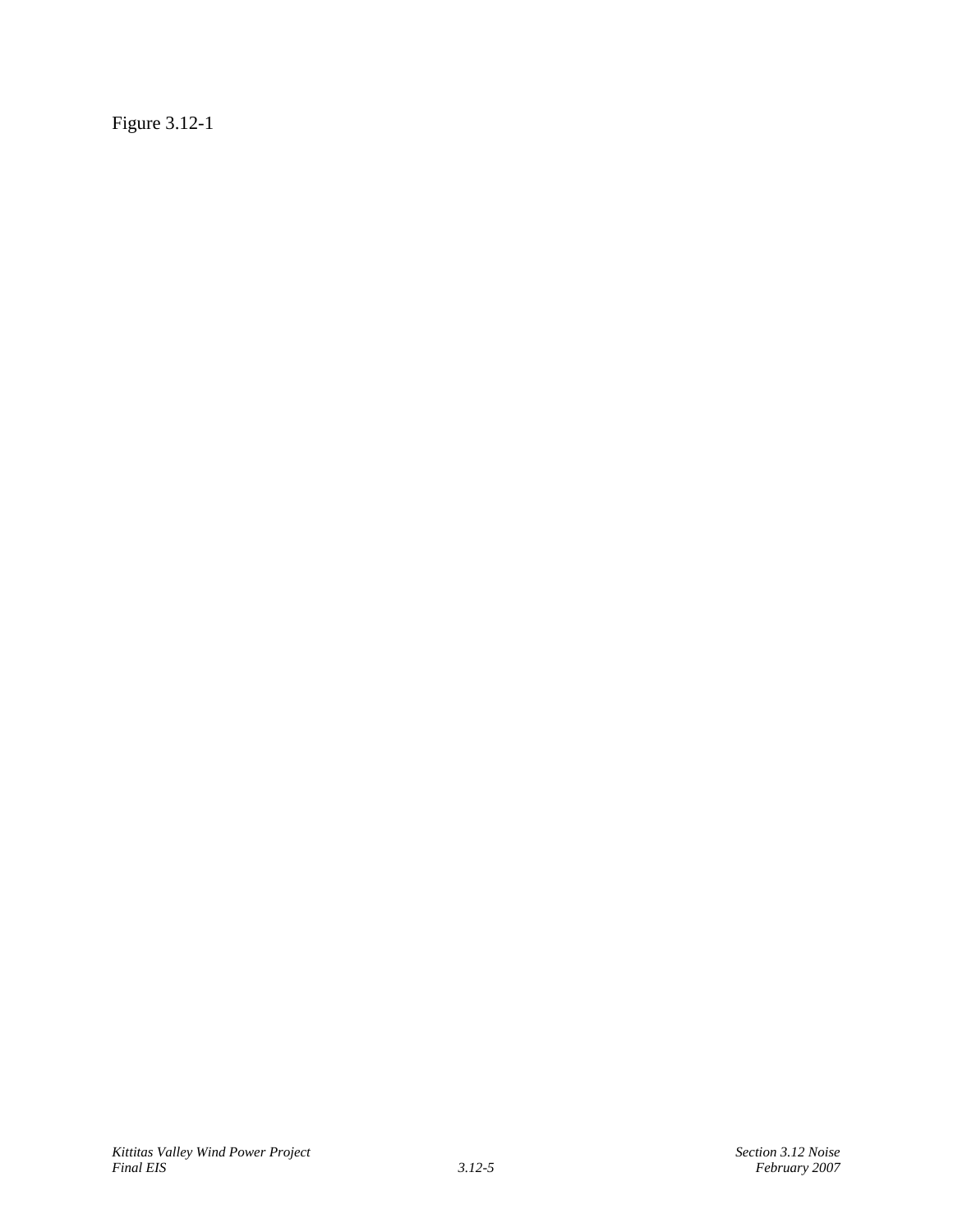Figure 3.12-1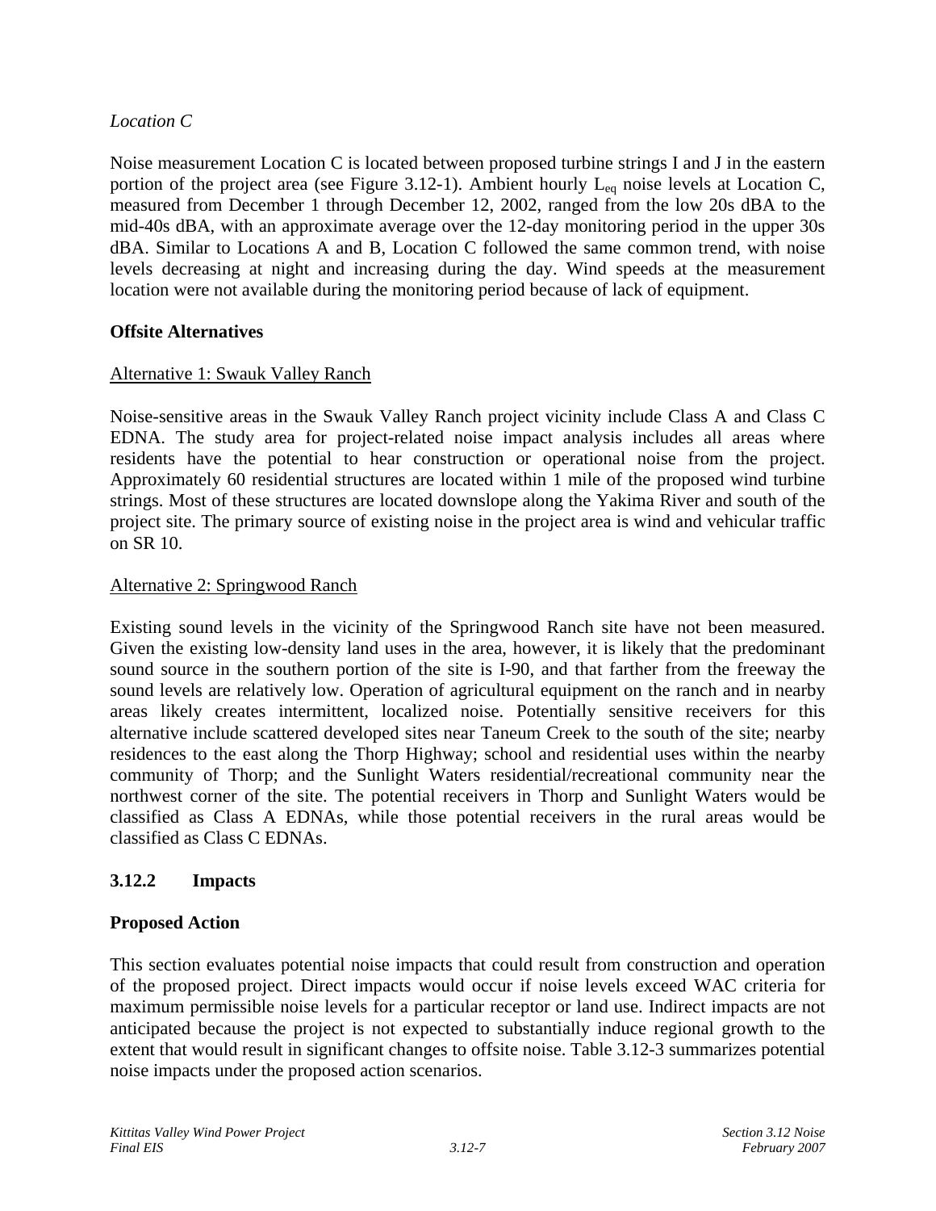*Location C*

Noise measurement Location C is located between proposed turbine strings I and J in the eastern portion of the project area (see Figure 3.12-1). Ambient hourly $L_{eq}$ noise levels at Location C, measured from December 1 through December 12, 2002, ranged from the low 20s dBA to the mid-40s dBA, with an approximate average over the 12-day monitoring period in the upper 30s dBA. Similar to Locations A and B, Location C followed the same common trend, with noise levels decreasing at night and increasing during the day. Wind speeds at the measurement location were not available during the monitoring period because of lack of equipment.

**Offsite Alternatives**

Alternative 1: Swauk Valley Ranch

Noise-sensitive areas in the Swauk Valley Ranch project vicinity include Class A and Class C EDNA. The study area for project-related noise impact analysis includes all areas where residents have the potential to hear construction or operational noise from the project. Approximately 60 residential structures are located within 1 mile of the proposed wind turbine strings. Most of these structures are located downslope along the Yakima River and south of the project site. The primary source of existing noise in the project area is wind and vehicular traffic on SR 10.

Alternative 2: Springwood Ranch

Existing sound levels in the vicinity of the Springwood Ranch site have not been measured. Given the existing low-density land uses in the area, however, it is likely that the predominant sound source in the southern portion of the site is I-90, and that farther from the freeway the sound levels are relatively low. Operation of agricultural equipment on the ranch and in nearby areas likely creates intermittent, localized noise. Potentially sensitive receivers for this alternative include scattered developed sites near Taneum Creek to the south of the site; nearby residences to the east along the Thorp Highway; school and residential uses within the nearby community of Thorp; and the Sunlight Waters residential/recreational community near the northwest corner of the site. The potential receivers in Thorp and Sunlight Waters would be classified as Class A EDNAs, while those potential receivers in the rural areas would be classified as Class C EDNAs.

### 3.12.2 Impacts

**Proposed Action**

This section evaluates potential noise impacts that could result from construction and operation of the proposed project. Direct impacts would occur if noise levels exceed WAC criteria for maximum permissible noise levels for a particular receptor or land use. Indirect impacts are not anticipated because the project is not expected to substantially induce regional growth to the extent that would result in significant changes to offsite noise. Table 3.12-3 summarizes potential noise impacts under the proposed action scenarios.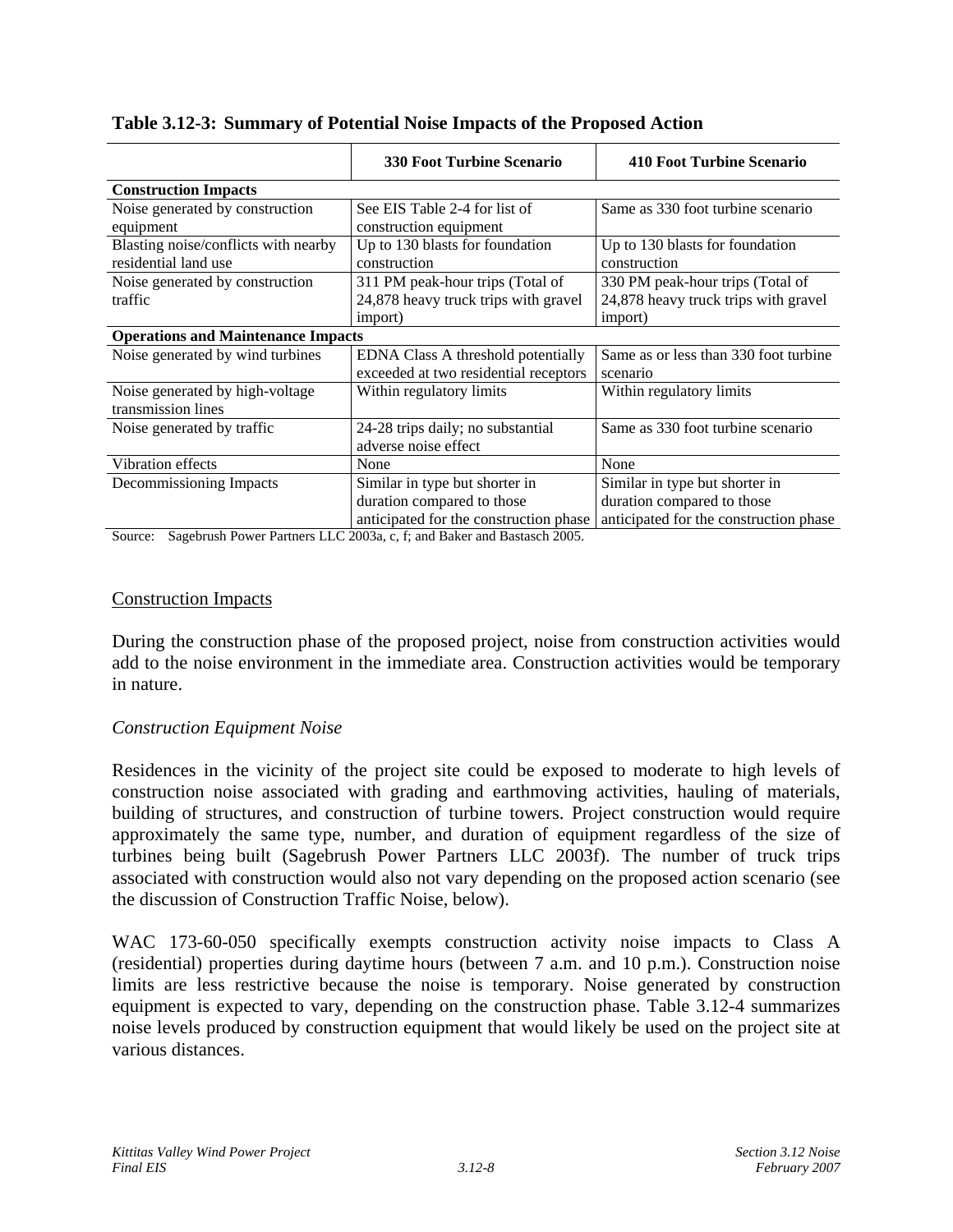**Table 3.12-3: Summary of Potential Noise Impacts of the Proposed Action**

| | 330 Foot Turbine Scenario | 410 Foot Turbine Scenario |
|---|---|---|
| **Construction Impacts** | | |
| Noise generated by construction equipment | See EIS Table 2-4 for list of construction equipment | Same as 330 foot turbine scenario |
| Blasting noise/conflicts with nearby residential land use | Up to 130 blasts for foundation construction | Up to 130 blasts for foundation construction |
| Noise generated by construction traffic | 311 PM peak-hour trips (Total of 24,878 heavy truck trips with gravel import) | 330 PM peak-hour trips (Total of 24,878 heavy truck trips with gravel import) |
| **Operations and Maintenance Impacts** | | |
| Noise generated by wind turbines | EDNA Class A threshold potentially exceeded at two residential receptors | Same as or less than 330 foot turbine scenario |
| Noise generated by high-voltage transmission lines | Within regulatory limits | Within regulatory limits |
| Noise generated by traffic | 24-28 trips daily; no substantial adverse noise effect | Same as 330 foot turbine scenario |
| Vibration effects | None | None |
| Decommissioning Impacts | Similar in type but shorter in duration compared to those anticipated for the construction phase | Similar in type but shorter in duration compared to those anticipated for the construction phase |

Source: Sagebrush Power Partners LLC 2003a, c, f; and Baker and Bastasch 2005.

## Construction Impacts

During the construction phase of the proposed project, noise from construction activities would add to the noise environment in the immediate area. Construction activities would be temporary in nature.

*Construction Equipment Noise*

Residences in the vicinity of the project site could be exposed to moderate to high levels of construction noise associated with grading and earthmoving activities, hauling of materials, building of structures, and construction of turbine towers. Project construction would require approximately the same type, number, and duration of equipment regardless of the size of turbines being built (Sagebrush Power Partners LLC 2003f). The number of truck trips associated with construction would also not vary depending on the proposed action scenario (see the discussion of Construction Traffic Noise, below).

WAC 173-60-050 specifically exempts construction activity noise impacts to Class A (residential) properties during daytime hours (between 7 a.m. and 10 p.m.). Construction noise limits are less restrictive because the noise is temporary. Noise generated by construction equipment is expected to vary, depending on the construction phase. Table 3.12-4 summarizes noise levels produced by construction equipment that would likely be used on the project site at various distances.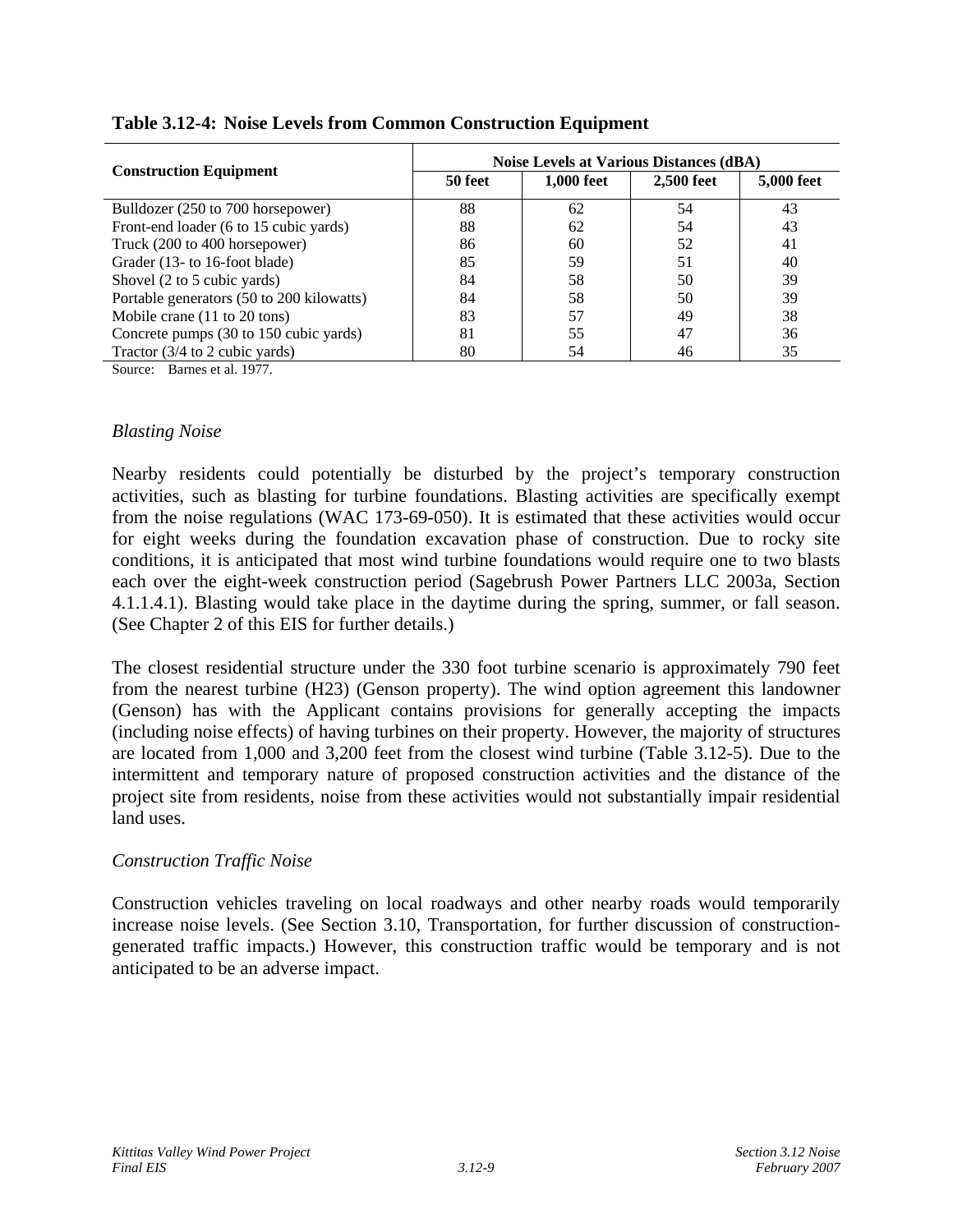**Table 3.12-4: Noise Levels from Common Construction Equipment**

| Construction Equipment | Noise Levels at Various Distances (dBA) | | | |
|---|---|---|---|---|
| | 50 feet | 1,000 feet | 2,500 feet | 5,000 feet |
| Bulldozer (250 to 700 horsepower) | 88 | 62 | 54 | 43 |
| Front-end loader (6 to 15 cubic yards) | 88 | 62 | 54 | 43 |
| Truck (200 to 400 horsepower) | 86 | 60 | 52 | 41 |
| Grader (13- to 16-foot blade) | 85 | 59 | 51 | 40 |
| Shovel (2 to 5 cubic yards) | 84 | 58 | 50 | 39 |
| Portable generators (50 to 200 kilowatts) | 84 | 58 | 50 | 39 |
| Mobile crane (11 to 20 tons) | 83 | 57 | 49 | 38 |
| Concrete pumps (30 to 150 cubic yards) | 81 | 55 | 47 | 36 |
| Tractor (3/4 to 2 cubic yards) | 80 | 54 | 46 | 35 |

Source: Barnes et al. 1977.

*Blasting Noise*

Nearby residents could potentially be disturbed by the project's temporary construction activities, such as blasting for turbine foundations. Blasting activities are specifically exempt from the noise regulations (WAC 173-69-050). It is estimated that these activities would occur for eight weeks during the foundation excavation phase of construction. Due to rocky site conditions, it is anticipated that most wind turbine foundations would require one to two blasts each over the eight-week construction period (Sagebrush Power Partners LLC 2003a, Section 4.1.1.4.1). Blasting would take place in the daytime during the spring, summer, or fall season. (See Chapter 2 of this EIS for further details.)

The closest residential structure under the 330 foot turbine scenario is approximately 790 feet from the nearest turbine (H23) (Genson property). The wind option agreement this landowner (Genson) has with the Applicant contains provisions for generally accepting the impacts (including noise effects) of having turbines on their property. However, the majority of structures are located from 1,000 and 3,200 feet from the closest wind turbine (Table 3.12-5). Due to the intermittent and temporary nature of proposed construction activities and the distance of the project site from residents, noise from these activities would not substantially impair residential land uses.

*Construction Traffic Noise*

Construction vehicles traveling on local roadways and other nearby roads would temporarily increase noise levels. (See Section 3.10, Transportation, for further discussion of construction-generated traffic impacts.) However, this construction traffic would be temporary and is not anticipated to be an adverse impact.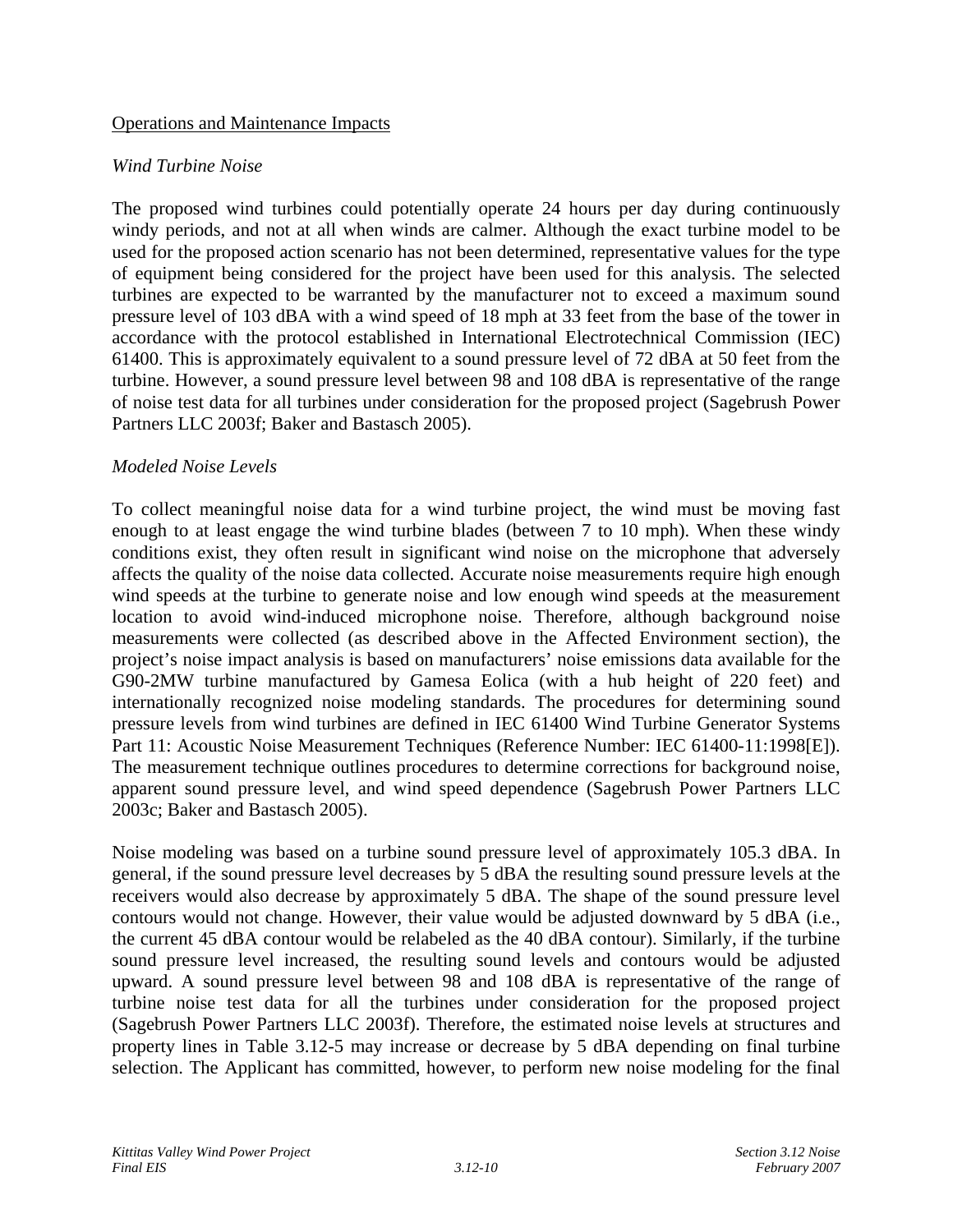Operations and Maintenance Impacts

*Wind Turbine Noise*

The proposed wind turbines could potentially operate 24 hours per day during continuously windy periods, and not at all when winds are calmer. Although the exact turbine model to be used for the proposed action scenario has not been determined, representative values for the type of equipment being considered for the project have been used for this analysis. The selected turbines are expected to be warranted by the manufacturer not to exceed a maximum sound pressure level of 103 dBA with a wind speed of 18 mph at 33 feet from the base of the tower in accordance with the protocol established in International Electrotechnical Commission (IEC) 61400. This is approximately equivalent to a sound pressure level of 72 dBA at 50 feet from the turbine. However, a sound pressure level between 98 and 108 dBA is representative of the range of noise test data for all turbines under consideration for the proposed project (Sagebrush Power Partners LLC 2003f; Baker and Bastasch 2005).

*Modeled Noise Levels*

To collect meaningful noise data for a wind turbine project, the wind must be moving fast enough to at least engage the wind turbine blades (between 7 to 10 mph). When these windy conditions exist, they often result in significant wind noise on the microphone that adversely affects the quality of the noise data collected. Accurate noise measurements require high enough wind speeds at the turbine to generate noise and low enough wind speeds at the measurement location to avoid wind-induced microphone noise. Therefore, although background noise measurements were collected (as described above in the Affected Environment section), the project's noise impact analysis is based on manufacturers' noise emissions data available for the G90-2MW turbine manufactured by Gamesa Eolica (with a hub height of 220 feet) and internationally recognized noise modeling standards. The procedures for determining sound pressure levels from wind turbines are defined in IEC 61400 Wind Turbine Generator Systems Part 11: Acoustic Noise Measurement Techniques (Reference Number: IEC 61400-11:1998[E]). The measurement technique outlines procedures to determine corrections for background noise, apparent sound pressure level, and wind speed dependence (Sagebrush Power Partners LLC 2003c; Baker and Bastasch 2005).

Noise modeling was based on a turbine sound pressure level of approximately 105.3 dBA. In general, if the sound pressure level decreases by 5 dBA the resulting sound pressure levels at the receivers would also decrease by approximately 5 dBA. The shape of the sound pressure level contours would not change. However, their value would be adjusted downward by 5 dBA (i.e., the current 45 dBA contour would be relabeled as the 40 dBA contour). Similarly, if the turbine sound pressure level increased, the resulting sound levels and contours would be adjusted upward. A sound pressure level between 98 and 108 dBA is representative of the range of turbine noise test data for all the turbines under consideration for the proposed project (Sagebrush Power Partners LLC 2003f). Therefore, the estimated noise levels at structures and property lines in Table 3.12-5 may increase or decrease by 5 dBA depending on final turbine selection. The Applicant has committed, however, to perform new noise modeling for the final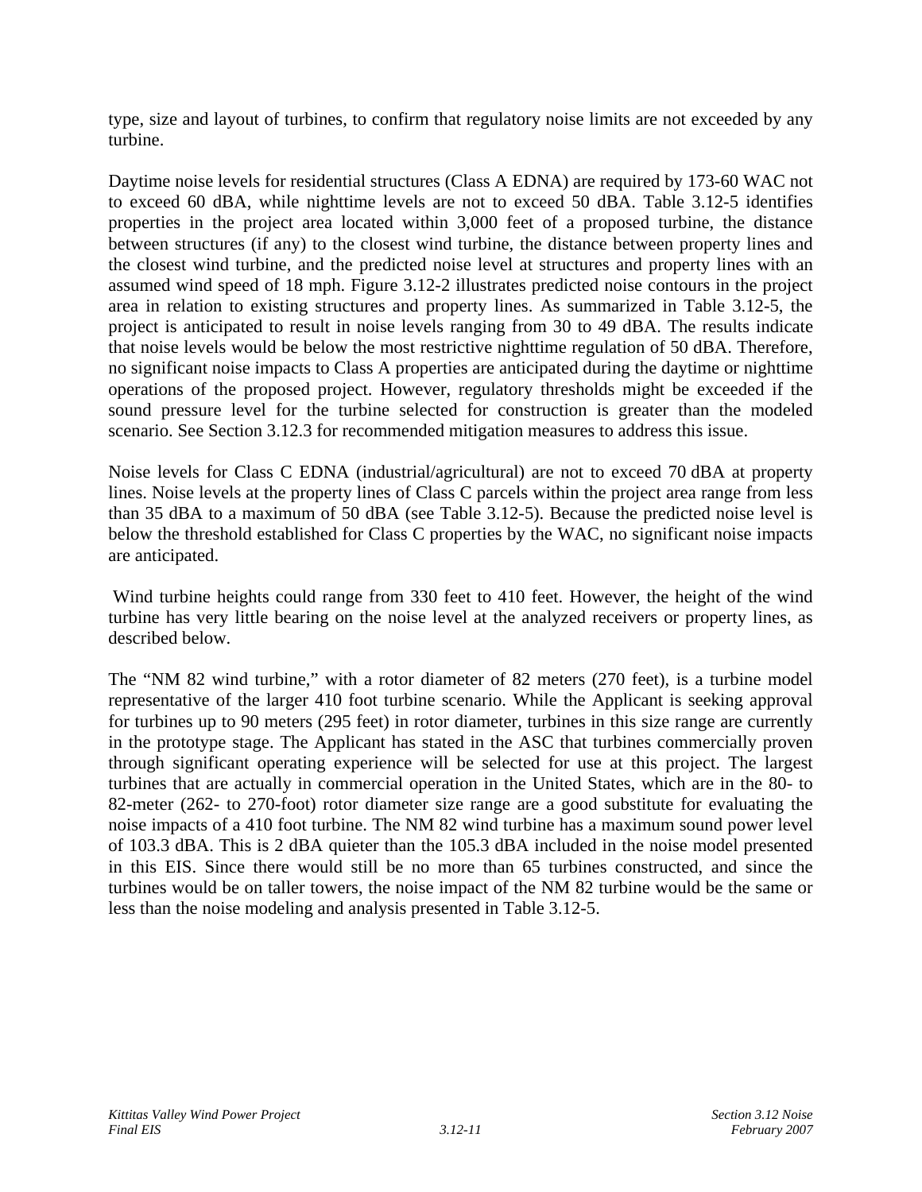type, size and layout of turbines, to confirm that regulatory noise limits are not exceeded by any turbine.

Daytime noise levels for residential structures (Class A EDNA) are required by 173-60 WAC not to exceed 60 dBA, while nighttime levels are not to exceed 50 dBA. Table 3.12-5 identifies properties in the project area located within 3,000 feet of a proposed turbine, the distance between structures (if any) to the closest wind turbine, the distance between property lines and the closest wind turbine, and the predicted noise level at structures and property lines with an assumed wind speed of 18 mph. Figure 3.12-2 illustrates predicted noise contours in the project area in relation to existing structures and property lines. As summarized in Table 3.12-5, the project is anticipated to result in noise levels ranging from 30 to 49 dBA. The results indicate that noise levels would be below the most restrictive nighttime regulation of 50 dBA. Therefore, no significant noise impacts to Class A properties are anticipated during the daytime or nighttime operations of the proposed project. However, regulatory thresholds might be exceeded if the sound pressure level for the turbine selected for construction is greater than the modeled scenario. See Section 3.12.3 for recommended mitigation measures to address this issue.

Noise levels for Class C EDNA (industrial/agricultural) are not to exceed 70 dBA at property lines. Noise levels at the property lines of Class C parcels within the project area range from less than 35 dBA to a maximum of 50 dBA (see Table 3.12-5). Because the predicted noise level is below the threshold established for Class C properties by the WAC, no significant noise impacts are anticipated.

Wind turbine heights could range from 330 feet to 410 feet. However, the height of the wind turbine has very little bearing on the noise level at the analyzed receivers or property lines, as described below.

The "NM 82 wind turbine," with a rotor diameter of 82 meters (270 feet), is a turbine model representative of the larger 410 foot turbine scenario. While the Applicant is seeking approval for turbines up to 90 meters (295 feet) in rotor diameter, turbines in this size range are currently in the prototype stage. The Applicant has stated in the ASC that turbines commercially proven through significant operating experience will be selected for use at this project. The largest turbines that are actually in commercial operation in the United States, which are in the 80- to 82-meter (262- to 270-foot) rotor diameter size range are a good substitute for evaluating the noise impacts of a 410 foot turbine. The NM 82 wind turbine has a maximum sound power level of 103.3 dBA. This is 2 dBA quieter than the 105.3 dBA included in the noise model presented in this EIS. Since there would still be no more than 65 turbines constructed, and since the turbines would be on taller towers, the noise impact of the NM 82 turbine would be the same or less than the noise modeling and analysis presented in Table 3.12-5.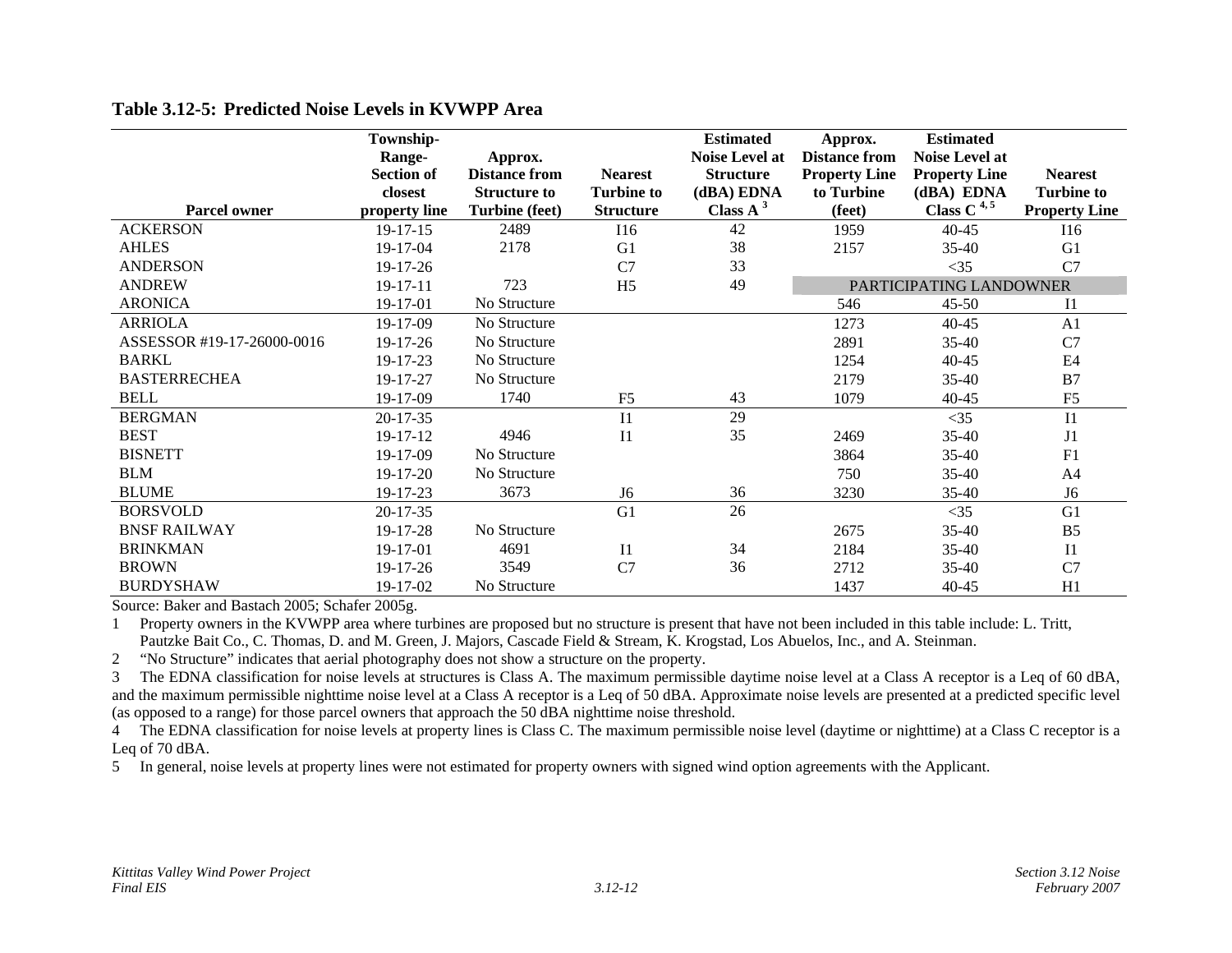### Table 3.12-5: Predicted Noise Levels in KVWPP Area

| Parcel owner | Township-Range-Section of closest property line | Approx. Distance from Structure to Turbine (feet) | Nearest Turbine to Structure | Estimated Noise Level at Structure (dBA) EDNA Class A [3] | Approx. Distance from Property Line to Turbine (feet) | Estimated Noise Level at Property Line (dBA) EDNA Class C [4, 5] | Nearest Turbine to Property Line |
|---|---|---|---|---|---|---|---|
| ACKERSON | 19-17-15 | 2489 | I16 | 42 | 1959 | 40-45 | I16 |
| AHLES | 19-17-04 | 2178 | G1 | 38 | 2157 | 35-40 | G1 |
| ANDERSON | 19-17-26 | | C7 | 33 | | <35 | C7 |
| ANDREW | 19-17-11 | 723 | H5 | 49 | PARTICIPATING LANDOWNER | | |
| ARONICA | 19-17-01 | No Structure | | | 546 | 45-50 | I1 |
| ARRIOLA | 19-17-09 | No Structure | | | 1273 | 40-45 | A1 |
| ASSESSOR #19-17-26000-0016 | 19-17-26 | No Structure | | | 2891 | 35-40 | C7 |
| BARKL | 19-17-23 | No Structure | | | 1254 | 40-45 | E4 |
| BASTERRECHEA | 19-17-27 | No Structure | | | 2179 | 35-40 | B7 |
| BELL | 19-17-09 | 1740 | F5 | 43 | 1079 | 40-45 | F5 |
| BERGMAN | 20-17-35 | | I1 | 29 | | <35 | I1 |
| BEST | 19-17-12 | 4946 | I1 | 35 | 2469 | 35-40 | J1 |
| BISNETT | 19-17-09 | No Structure | | | 3864 | 35-40 | F1 |
| BLM | 19-17-20 | No Structure | | | 750 | 35-40 | A4 |
| BLUME | 19-17-23 | 3673 | J6 | 36 | 3230 | 35-40 | J6 |
| BORSVOLD | 20-17-35 | | G1 | 26 | | <35 | G1 |
| BNSF RAILWAY | 19-17-28 | No Structure | | | 2675 | 35-40 | B5 |
| BRINKMAN | 19-17-01 | 4691 | I1 | 34 | 2184 | 35-40 | I1 |
| BROWN | 19-17-26 | 3549 | C7 | 36 | 2712 | 35-40 | C7 |
| BURDYSHAW | 19-17-02 | No Structure | | | 1437 | 40-45 | H1 |

Source: Baker and Bastach 2005; Schafer 2005g.

1 Property owners in the KVWPP area where turbines are proposed but no structure is present that have not been included in this table include: L. Tritt, Pautzke Bait Co., C. Thomas, D. and M. Green, J. Majors, Cascade Field & Stream, K. Krogstad, Los Abuelos, Inc., and A. Steinman.

2 "No Structure" indicates that aerial photography does not show a structure on the property.

3 The EDNA classification for noise levels at structures is Class A. The maximum permissible daytime noise level at a Class A receptor is a Leq of 60 dBA, and the maximum permissible nighttime noise level at a Class A receptor is a Leq of 50 dBA. Approximate noise levels are presented at a predicted specific level (as opposed to a range) for those parcel owners that approach the 50 dBA nighttime noise threshold.

4 The EDNA classification for noise levels at property lines is Class C. The maximum permissible noise level (daytime or nighttime) at a Class C receptor is a Leq of 70 dBA.

5 In general, noise levels at property lines were not estimated for property owners with signed wind option agreements with the Applicant.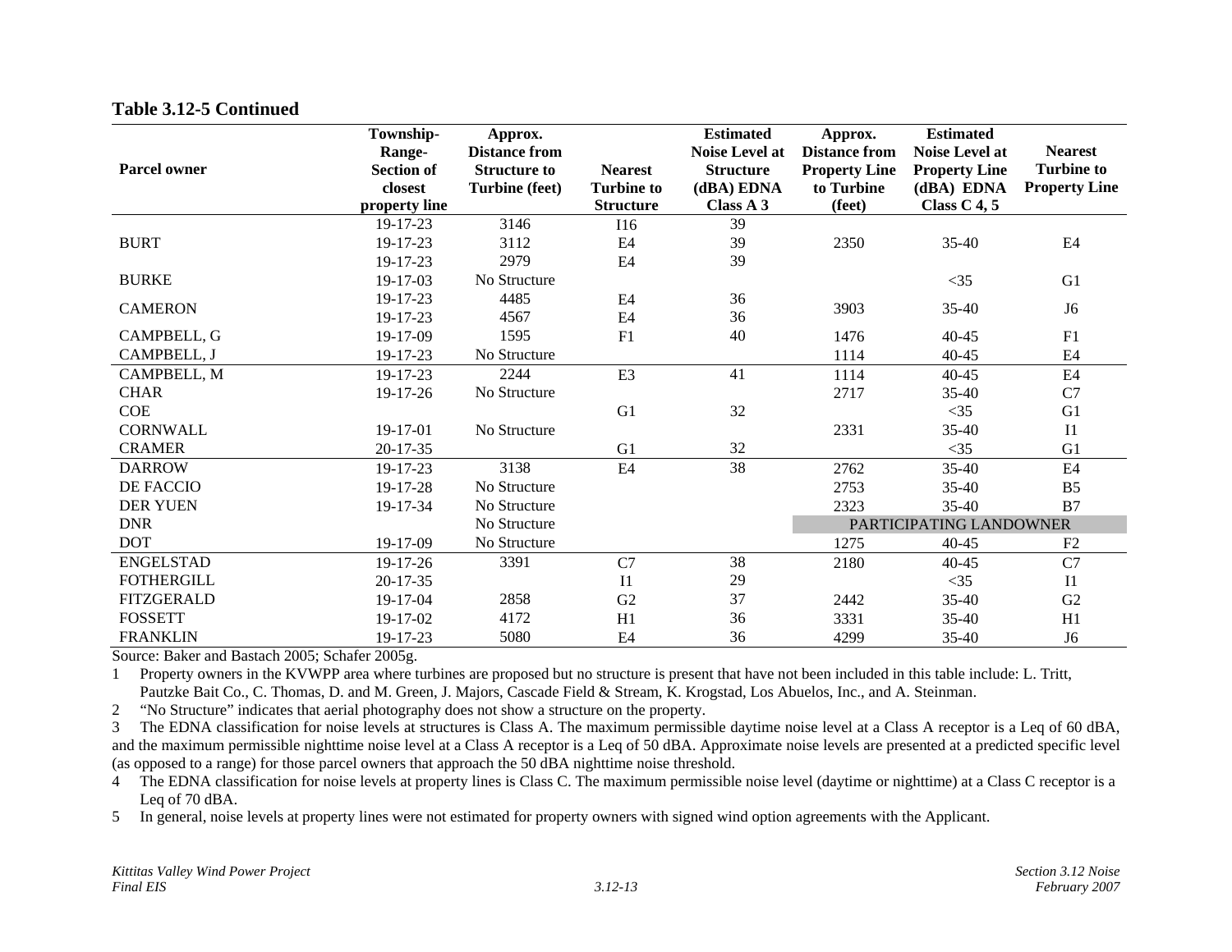### Table 3.12-5 Continued

| Parcel owner | Township-Range-Section of closest property line | Approx. Distance from Structure to Turbine (feet) | Nearest Turbine to Structure | Estimated Noise Level at Structure (dBA) EDNA Class A 3 | Approx. Distance from Property Line to Turbine (feet) | Estimated Noise Level at Property Line (dBA) EDNA Class C 4, 5 | Nearest Turbine to Property Line |
|---|---|---|---|---|---|---|---|
| | 19-17-23 | 3146 | I16 | 39 | | | |
| BURT | 19-17-23 | 3112 | E4 | 39 | 2350 | 35-40 | E4 |
| | 19-17-23 | 2979 | E4 | 39 | | | |
| BURKE | 19-17-03 | No Structure | | | | <35 | G1 |
| CAMERON | 19-17-23 | 4485 | E4 | 36 | 3903 | 35-40 | J6 |
| | 19-17-23 | 4567 | E4 | 36 | | | |
| CAMPBELL, G | 19-17-09 | 1595 | F1 | 40 | 1476 | 40-45 | F1 |
| CAMPBELL, J | 19-17-23 | No Structure | | | 1114 | 40-45 | E4 |
| CAMPBELL, M | 19-17-23 | 2244 | E3 | 41 | 1114 | 40-45 | E4 |
| CHAR | 19-17-26 | No Structure | | | 2717 | 35-40 | C7 |
| COE | | | G1 | 32 | | <35 | G1 |
| CORNWALL | 19-17-01 | No Structure | | | 2331 | 35-40 | I1 |
| CRAMER | 20-17-35 | | G1 | 32 | | <35 | G1 |
| DARROW | 19-17-23 | 3138 | E4 | 38 | 2762 | 35-40 | E4 |
| DE FACCIO | 19-17-28 | No Structure | | | 2753 | 35-40 | B5 |
| DER YUEN | 19-17-34 | No Structure | | | 2323 | 35-40 | B7 |
| DNR | | No Structure | | | PARTICIPATING LANDOWNER | | |
| DOT | 19-17-09 | No Structure | | | 1275 | 40-45 | F2 |
| ENGELSTAD | 19-17-26 | 3391 | C7 | 38 | 2180 | 40-45 | C7 |
| FOTHERGILL | 20-17-35 | | I1 | 29 | | <35 | I1 |
| FITZGERALD | 19-17-04 | 2858 | G2 | 37 | 2442 | 35-40 | G2 |
| FOSSETT | 19-17-02 | 4172 | H1 | 36 | 3331 | 35-40 | H1 |
| FRANKLIN | 19-17-23 | 5080 | E4 | 36 | 4299 | 35-40 | J6 |

Source: Baker and Bastach 2005; Schafer 2005g.

1 Property owners in the KVWPP area where turbines are proposed but no structure is present that have not been included in this table include: L. Tritt, Pautzke Bait Co., C. Thomas, D. and M. Green, J. Majors, Cascade Field & Stream, K. Krogstad, Los Abuelos, Inc., and A. Steinman.

2 "No Structure" indicates that aerial photography does not show a structure on the property.

3 The EDNA classification for noise levels at structures is Class A. The maximum permissible daytime noise level at a Class A receptor is a Leq of 60 dBA, and the maximum permissible nighttime noise level at a Class A receptor is a Leq of 50 dBA. Approximate noise levels are presented at a predicted specific level (as opposed to a range) for those parcel owners that approach the 50 dBA nighttime noise threshold.

4 The EDNA classification for noise levels at property lines is Class C. The maximum permissible noise level (daytime or nighttime) at a Class C receptor is a Leq of 70 dBA.

5 In general, noise levels at property lines were not estimated for property owners with signed wind option agreements with the Applicant.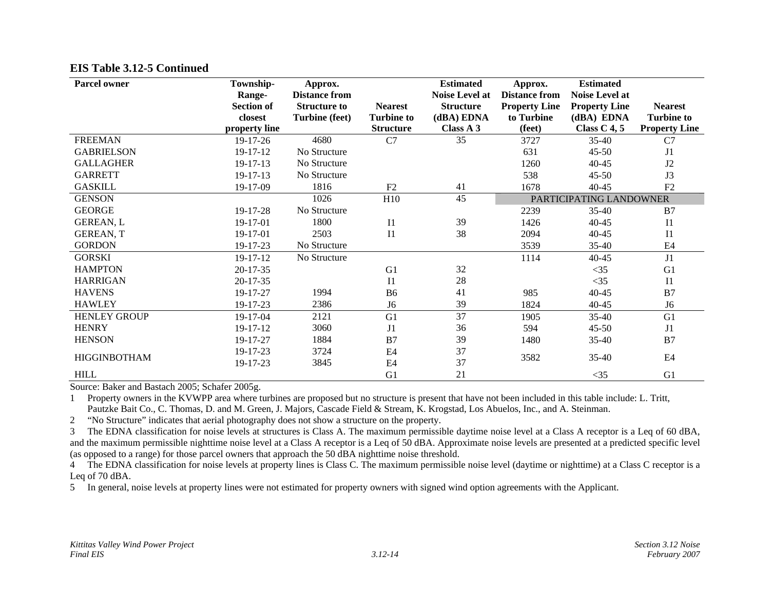## EIS Table 3.12-5 Continued

| Parcel owner | Township-Range-Section of closest property line | Approx. Distance from Structure to Turbine (feet) | Nearest Turbine to Structure | Estimated Noise Level at Structure (dBA) EDNA Class A 3 | Approx. Distance from Property Line to Turbine (feet) | Estimated Noise Level at Property Line (dBA) EDNA Class C 4, 5 | Nearest Turbine to Property Line |
|---|---|---|---|---|---|---|---|
| FREEMAN | 19-17-26 | 4680 | C7 | 35 | 3727 | 35-40 | C7 |
| GABRIELSON | 19-17-12 | No Structure | | | 631 | 45-50 | J1 |
| GALLAGHER | 19-17-13 | No Structure | | | 1260 | 40-45 | J2 |
| GARRETT | 19-17-13 | No Structure | | | 538 | 45-50 | J3 |
| GASKILL | 19-17-09 | 1816 | F2 | 41 | 1678 | 40-45 | F2 |
| GENSON | | 1026 | H10 | 45 | PARTICIPATING LANDOWNER | | |
| GEORGE | 19-17-28 | No Structure | | | 2239 | 35-40 | B7 |
| GEREAN, L | 19-17-01 | 1800 | I1 | 39 | 1426 | 40-45 | I1 |
| GEREAN, T | 19-17-01 | 2503 | I1 | 38 | 2094 | 40-45 | I1 |
| GORDON | 19-17-23 | No Structure | | | 3539 | 35-40 | E4 |
| GORSKI | 19-17-12 | No Structure | | | 1114 | 40-45 | J1 |
| HAMPTON | 20-17-35 | | G1 | 32 | | <35 | G1 |
| HARRIGAN | 20-17-35 | | I1 | 28 | | <35 | I1 |
| HAVENS | 19-17-27 | 1994 | B6 | 41 | 985 | 40-45 | B7 |
| HAWLEY | 19-17-23 | 2386 | J6 | 39 | 1824 | 40-45 | J6 |
| HENLEY GROUP | 19-17-04 | 2121 | G1 | 37 | 1905 | 35-40 | G1 |
| HENRY | 19-17-12 | 3060 | J1 | 36 | 594 | 45-50 | J1 |
| HENSON | 19-17-27 | 1884 | B7 | 39 | 1480 | 35-40 | B7 |
| HIGGINBOTHAM | 19-17-23 | 3724 | E4 | 37 | 3582 | 35-40 | E4 |
| | 19-17-23 | 3845 | E4 | 37 | | | |
| HILL | | | G1 | 21 | | <35 | G1 |

Source: Baker and Bastach 2005; Schafer 2005g.

1 Property owners in the KVWPP area where turbines are proposed but no structure is present that have not been included in this table include: L. Tritt, Pautzke Bait Co., C. Thomas, D. and M. Green, J. Majors, Cascade Field & Stream, K. Krogstad, Los Abuelos, Inc., and A. Steinman.

2 "No Structure" indicates that aerial photography does not show a structure on the property.

3 The EDNA classification for noise levels at structures is Class A. The maximum permissible daytime noise level at a Class A receptor is a Leq of 60 dBA, and the maximum permissible nighttime noise level at a Class A receptor is a Leq of 50 dBA. Approximate noise levels are presented at a predicted specific level (as opposed to a range) for those parcel owners that approach the 50 dBA nighttime noise threshold.

4 The EDNA classification for noise levels at property lines is Class C. The maximum permissible noise level (daytime or nighttime) at a Class C receptor is a Leq of 70 dBA.

5 In general, noise levels at property lines were not estimated for property owners with signed wind option agreements with the Applicant.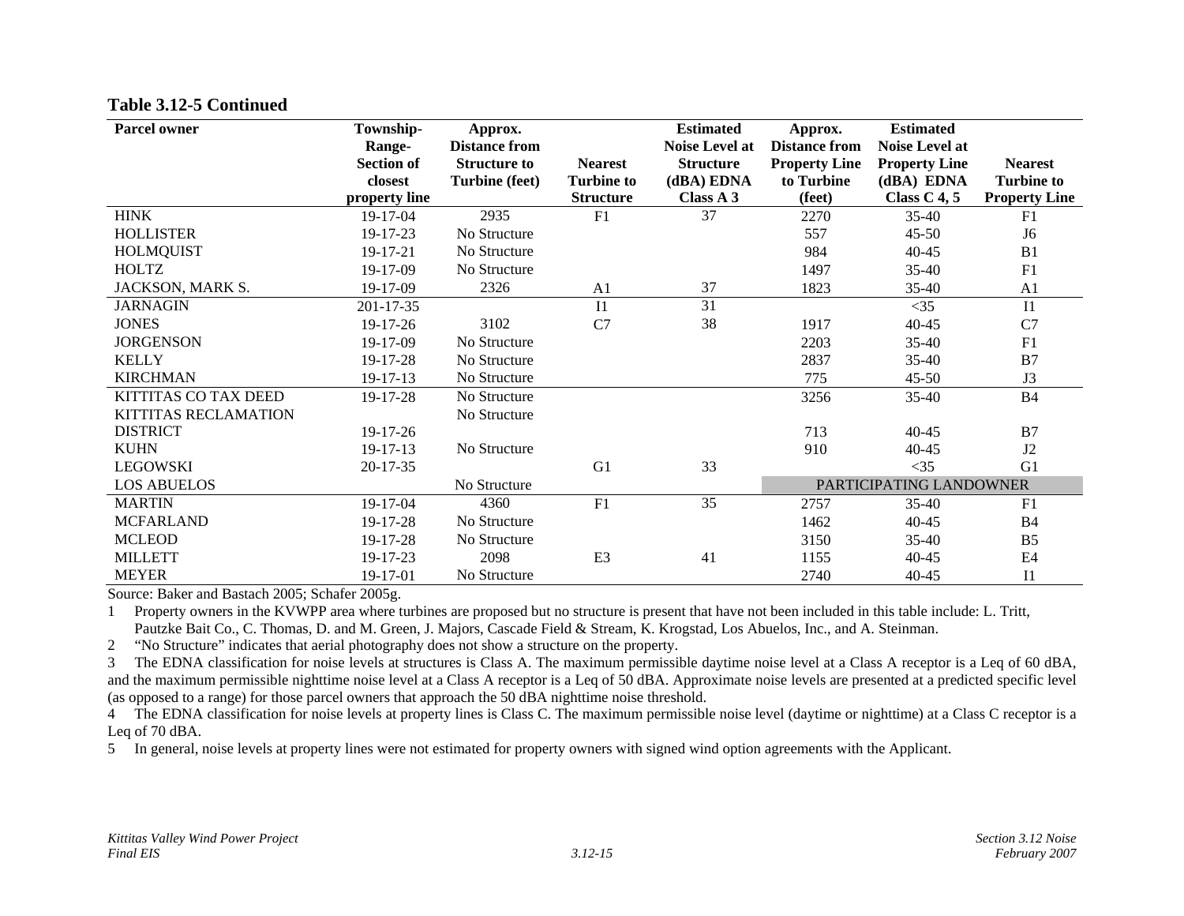**Table 3.12-5 Continued**

| Parcel owner | Township-Range-Section of closest property line | Approx. Distance from Structure to Turbine (feet) | Nearest Turbine to Structure | Estimated Noise Level at Structure (dBA) EDNA Class A 3 | Approx. Distance from Property Line to Turbine (feet) | Estimated Noise Level at Property Line (dBA) EDNA Class C 4, 5 | Nearest Turbine to Property Line |
|---|---|---|---|---|---|---|---|
| HINK | 19-17-04 | 2935 | F1 | 37 | 2270 | 35-40 | F1 |
| HOLLISTER | 19-17-23 | No Structure | | | 557 | 45-50 | J6 |
| HOLMQUIST | 19-17-21 | No Structure | | | 984 | 40-45 | B1 |
| HOLTZ | 19-17-09 | No Structure | | | 1497 | 35-40 | F1 |
| JACKSON, MARK S. | 19-17-09 | 2326 | A1 | 37 | 1823 | 35-40 | A1 |
| JARNAGIN | 201-17-35 | | I1 | 31 | | <35 | I1 |
| JONES | 19-17-26 | 3102 | C7 | 38 | 1917 | 40-45 | C7 |
| JORGENSON | 19-17-09 | No Structure | | | 2203 | 35-40 | F1 |
| KELLY | 19-17-28 | No Structure | | | 2837 | 35-40 | B7 |
| KIRCHMAN | 19-17-13 | No Structure | | | 775 | 45-50 | J3 |
| KITTITAS CO TAX DEED | 19-17-28 | No Structure | | | 3256 | 35-40 | B4 |
| KITTITAS RECLAMATION DISTRICT | 19-17-26 | No Structure | | | 713 | 40-45 | B7 |
| KUHN | 19-17-13 | No Structure | | | 910 | 40-45 | J2 |
| LEGOWSKI | 20-17-35 | | G1 | 33 | | <35 | G1 |
| LOS ABUELOS | | No Structure | | | PARTICIPATING LANDOWNER | | |
| MARTIN | 19-17-04 | 4360 | F1 | 35 | 2757 | 35-40 | F1 |
| MCFARLAND | 19-17-28 | No Structure | | | 1462 | 40-45 | B4 |
| MCLEOD | 19-17-28 | No Structure | | | 3150 | 35-40 | B5 |
| MILLETT | 19-17-23 | 2098 | E3 | 41 | 1155 | 40-45 | E4 |
| MEYER | 19-17-01 | No Structure | | | 2740 | 40-45 | I1 |

Source: Baker and Bastach 2005; Schafer 2005g.

1 Property owners in the KVWPP area where turbines are proposed but no structure is present that have not been included in this table include: L. Tritt, Pautzke Bait Co., C. Thomas, D. and M. Green, J. Majors, Cascade Field & Stream, K. Krogstad, Los Abuelos, Inc., and A. Steinman.

2 "No Structure" indicates that aerial photography does not show a structure on the property.

3 The EDNA classification for noise levels at structures is Class A. The maximum permissible daytime noise level at a Class A receptor is a Leq of 60 dBA, and the maximum permissible nighttime noise level at a Class A receptor is a Leq of 50 dBA. Approximate noise levels are presented at a predicted specific level (as opposed to a range) for those parcel owners that approach the 50 dBA nighttime noise threshold.

4 The EDNA classification for noise levels at property lines is Class C. The maximum permissible noise level (daytime or nighttime) at a Class C receptor is a Leq of 70 dBA.

5 In general, noise levels at property lines were not estimated for property owners with signed wind option agreements with the Applicant.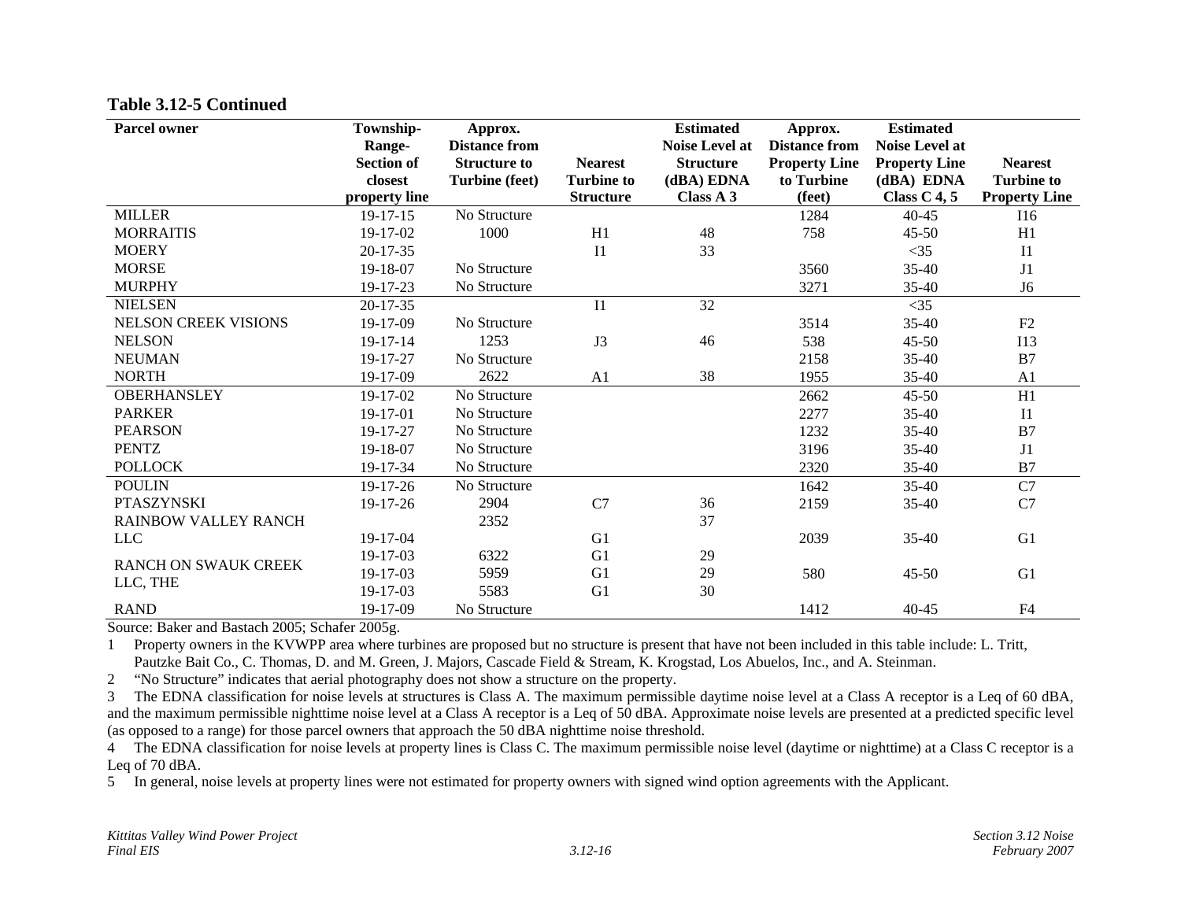**Table 3.12-5 Continued**

| Parcel owner | Township-Range-Section of closest property line | Approx. Distance from Structure to Turbine (feet) | Nearest Turbine to Structure | Estimated Noise Level at Structure (dBA) EDNA Class A 3 | Approx. Distance from Property Line to Turbine (feet) | Estimated Noise Level at Property Line (dBA) EDNA Class C 4, 5 | Nearest Turbine to Property Line |
|---|---|---|---|---|---|---|---|
| MILLER | 19-17-15 | No Structure | | | 1284 | 40-45 | I16 |
| MORRAITIS | 19-17-02 | 1000 | H1 | 48 | 758 | 45-50 | H1 |
| MOERY | 20-17-35 | | I1 | 33 | | <35 | I1 |
| MORSE | 19-18-07 | No Structure | | | 3560 | 35-40 | J1 |
| MURPHY | 19-17-23 | No Structure | | | 3271 | 35-40 | J6 |
| NIELSEN | 20-17-35 | | I1 | 32 | | <35 | |
| NELSON CREEK VISIONS | 19-17-09 | No Structure | | | 3514 | 35-40 | F2 |
| NELSON | 19-17-14 | 1253 | J3 | 46 | 538 | 45-50 | I13 |
| NEUMAN | 19-17-27 | No Structure | | | 2158 | 35-40 | B7 |
| NORTH | 19-17-09 | 2622 | A1 | 38 | 1955 | 35-40 | A1 |
| OBERHANSLEY | 19-17-02 | No Structure | | | 2662 | 45-50 | H1 |
| PARKER | 19-17-01 | No Structure | | | 2277 | 35-40 | I1 |
| PEARSON | 19-17-27 | No Structure | | | 1232 | 35-40 | B7 |
| PENTZ | 19-18-07 | No Structure | | | 3196 | 35-40 | J1 |
| POLLOCK | 19-17-34 | No Structure | | | 2320 | 35-40 | B7 |
| POULIN | 19-17-26 | No Structure | | | 1642 | 35-40 | C7 |
| PTASZYNSKI | 19-17-26 | 2904 | C7 | 36 | 2159 | 35-40 | C7 |
| RAINBOW VALLEY RANCH LLC | 19-17-04 | 2352 | G1 | 37 | 2039 | 35-40 | G1 |
| RANCH ON SWAUK CREEK LLC, THE | 19-17-03 | 6322 | G1 | 29 | 580 | 45-50 | G1 |
| | 19-17-03 | 5959 | G1 | 29 | | | |
| | 19-17-03 | 5583 | G1 | 30 | | | |
| RAND | 19-17-09 | No Structure | | | 1412 | 40-45 | F4 |

Source: Baker and Bastach 2005; Schafer 2005g.

1 Property owners in the KVWPP area where turbines are proposed but no structure is present that have not been included in this table include: L. Tritt, Pautzke Bait Co., C. Thomas, D. and M. Green, J. Majors, Cascade Field & Stream, K. Krogstad, Los Abuelos, Inc., and A. Steinman.

2 "No Structure" indicates that aerial photography does not show a structure on the property.

3 The EDNA classification for noise levels at structures is Class A. The maximum permissible daytime noise level at a Class A receptor is a Leq of 60 dBA, and the maximum permissible nighttime noise level at a Class A receptor is a Leq of 50 dBA. Approximate noise levels are presented at a predicted specific level (as opposed to a range) for those parcel owners that approach the 50 dBA nighttime noise threshold.

4 The EDNA classification for noise levels at property lines is Class C. The maximum permissible noise level (daytime or nighttime) at a Class C receptor is a Leq of 70 dBA.

5 In general, noise levels at property lines were not estimated for property owners with signed wind option agreements with the Applicant.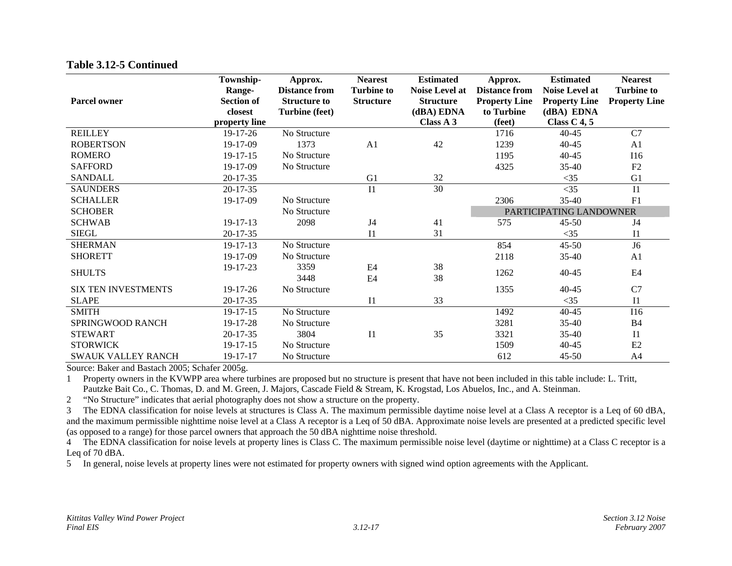### Table 3.12-5 Continued

| Parcel owner | Township-Range-Section of closest property line | Approx. Distance from Structure to Turbine (feet) | Nearest Turbine to Structure | Estimated Noise Level at Structure (dBA) EDNA Class A 3 | Approx. Distance from Property Line to Turbine (feet) | Estimated Noise Level at Property Line (dBA) EDNA Class C 4, 5 | Nearest Turbine to Property Line |
|---|---|---|---|---|---|---|---|
| REILLEY | 19-17-26 | No Structure | | | 1716 | 40-45 | C7 |
| ROBERTSON | 19-17-09 | 1373 | A1 | 42 | 1239 | 40-45 | A1 |
| ROMERO | 19-17-15 | No Structure | | | 1195 | 40-45 | I16 |
| SAFFORD | 19-17-09 | No Structure | | | 4325 | 35-40 | F2 |
| SANDALL | 20-17-35 | | G1 | 32 | | <35 | G1 |
| SAUNDERS | 20-17-35 | | I1 | 30 | | <35 | I1 |
| SCHALLER | 19-17-09 | No Structure | | | 2306 | 35-40 | F1 |
| SCHOBER | | No Structure | | | PARTICIPATING LANDOWNER | | |
| SCHWAB | 19-17-13 | 2098 | J4 | 41 | 575 | 45-50 | J4 |
| SIEGL | 20-17-35 | | I1 | 31 | | <35 | I1 |
| SHERMAN | 19-17-13 | No Structure | | | 854 | 45-50 | J6 |
| SHORETT | 19-17-09 | No Structure | | | 2118 | 35-40 | A1 |
| SHULTS | 19-17-23 | 3359<br>3448 | E4<br>E4 | 38<br>38 | 1262 | 40-45 | E4 |
| SIX TEN INVESTMENTS | 19-17-26 | No Structure | | | 1355 | 40-45 | C7 |
| SLAPE | 20-17-35 | | I1 | 33 | | <35 | I1 |
| SMITH | 19-17-15 | No Structure | | | 1492 | 40-45 | I16 |
| SPRINGWOOD RANCH | 19-17-28 | No Structure | | | 3281 | 35-40 | B4 |
| STEWART | 20-17-35 | 3804 | I1 | 35 | 3321 | 35-40 | I1 |
| STORWICK | 19-17-15 | No Structure | | | 1509 | 40-45 | E2 |
| SWAUK VALLEY RANCH | 19-17-17 | No Structure | | | 612 | 45-50 | A4 |

Source: Baker and Bastach 2005; Schafer 2005g.

1 Property owners in the KVWPP area where turbines are proposed but no structure is present that have not been included in this table include: L. Tritt, Pautzke Bait Co., C. Thomas, D. and M. Green, J. Majors, Cascade Field & Stream, K. Krogstad, Los Abuelos, Inc., and A. Steinman.

2 "No Structure" indicates that aerial photography does not show a structure on the property.

3 The EDNA classification for noise levels at structures is Class A. The maximum permissible daytime noise level at a Class A receptor is a Leq of 60 dBA, and the maximum permissible nighttime noise level at a Class A receptor is a Leq of 50 dBA. Approximate noise levels are presented at a predicted specific level (as opposed to a range) for those parcel owners that approach the 50 dBA nighttime noise threshold.

4 The EDNA classification for noise levels at property lines is Class C. The maximum permissible noise level (daytime or nighttime) at a Class C receptor is a Leq of 70 dBA.

5 In general, noise levels at property lines were not estimated for property owners with signed wind option agreements with the Applicant.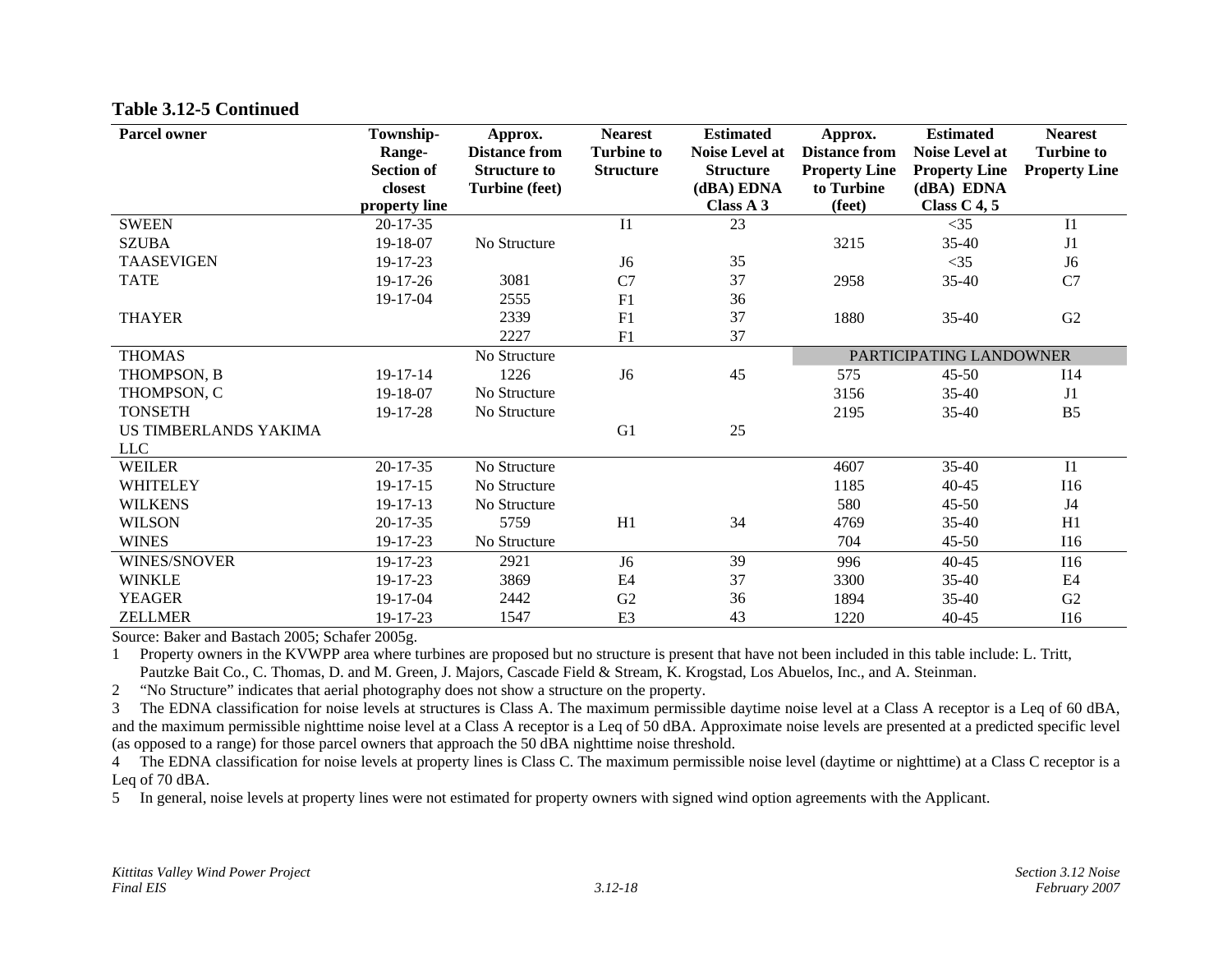**Table 3.12-5 Continued**

| Parcel owner | Township-Range-Section of closest property line | Approx. Distance from Structure to Turbine (feet) | Nearest Turbine to Structure | Estimated Noise Level at Structure (dBA) EDNA Class A 3 | Approx. Distance from Property Line to Turbine (feet) | Estimated Noise Level at Property Line (dBA) EDNA Class C 4, 5 | Nearest Turbine to Property Line |
|---|---|---|---|---|---|---|---|
| SWEEN | 20-17-35 | | I1 | 23 | | <35 | I1 |
| SZUBA | 19-18-07 | No Structure | | | 3215 | 35-40 | J1 |
| TAASEVIGEN | 19-17-23 | | J6 | 35 | | <35 | J6 |
| TATE | 19-17-26 | 3081 | C7 | 37 | 2958 | 35-40 | C7 |
| | 19-17-04 | 2555 | F1 | 36 | | | |
| THAYER | | 2339 | F1 | 37 | 1880 | 35-40 | G2 |
| | | 2227 | F1 | 37 | | | |
| THOMAS | | No Structure | | | PARTICIPATING LANDOWNER | | |
| THOMPSON, B | 19-17-14 | 1226 | J6 | 45 | 575 | 45-50 | I14 |
| THOMPSON, C | 19-18-07 | No Structure | | | 3156 | 35-40 | J1 |
| TONSETH | 19-17-28 | No Structure | | | 2195 | 35-40 | B5 |
| US TIMBERLANDS YAKIMA LLC | | | G1 | 25 | | | |
| WEILER | 20-17-35 | No Structure | | | 4607 | 35-40 | I1 |
| WHITELEY | 19-17-15 | No Structure | | | 1185 | 40-45 | I16 |
| WILKENS | 19-17-13 | No Structure | | | 580 | 45-50 | J4 |
| WILSON | 20-17-35 | 5759 | H1 | 34 | 4769 | 35-40 | H1 |
| WINES | 19-17-23 | No Structure | | | 704 | 45-50 | I16 |
| WINES/SNOVER | 19-17-23 | 2921 | J6 | 39 | 996 | 40-45 | I16 |
| WINKLE | 19-17-23 | 3869 | E4 | 37 | 3300 | 35-40 | E4 |
| YEAGER | 19-17-04 | 2442 | G2 | 36 | 1894 | 35-40 | G2 |
| ZELLMER | 19-17-23 | 1547 | E3 | 43 | 1220 | 40-45 | I16 |

Source: Baker and Bastach 2005; Schafer 2005g.

1 Property owners in the KVWPP area where turbines are proposed but no structure is present that have not been included in this table include: L. Tritt, Pautzke Bait Co., C. Thomas, D. and M. Green, J. Majors, Cascade Field & Stream, K. Krogstad, Los Abuelos, Inc., and A. Steinman.

2 "No Structure" indicates that aerial photography does not show a structure on the property.

3 The EDNA classification for noise levels at structures is Class A. The maximum permissible daytime noise level at a Class A receptor is a Leq of 60 dBA, and the maximum permissible nighttime noise level at a Class A receptor is a Leq of 50 dBA. Approximate noise levels are presented at a predicted specific level (as opposed to a range) for those parcel owners that approach the 50 dBA nighttime noise threshold.

4 The EDNA classification for noise levels at property lines is Class C. The maximum permissible noise level (daytime or nighttime) at a Class C receptor is a Leq of 70 dBA.

5 In general, noise levels at property lines were not estimated for property owners with signed wind option agreements with the Applicant.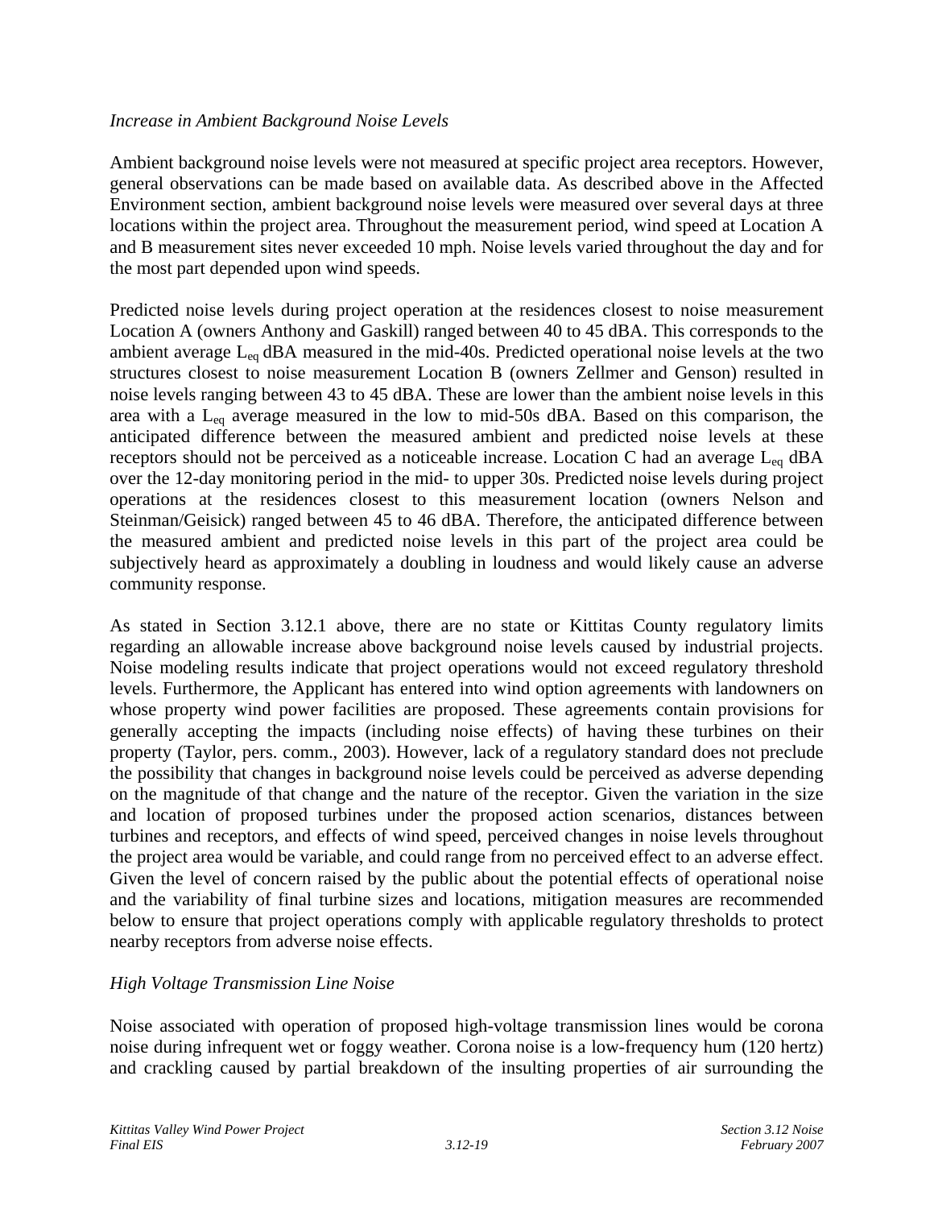*Increase in Ambient Background Noise Levels*

Ambient background noise levels were not measured at specific project area receptors. However, general observations can be made based on available data. As described above in the Affected Environment section, ambient background noise levels were measured over several days at three locations within the project area. Throughout the measurement period, wind speed at Location A and B measurement sites never exceeded 10 mph. Noise levels varied throughout the day and for the most part depended upon wind speeds.

Predicted noise levels during project operation at the residences closest to noise measurement Location A (owners Anthony and Gaskill) ranged between 40 to 45 dBA. This corresponds to the ambient average $L_{eq}$ dBA measured in the mid-40s. Predicted operational noise levels at the two structures closest to noise measurement Location B (owners Zellmer and Genson) resulted in noise levels ranging between 43 to 45 dBA. These are lower than the ambient noise levels in this area with a $L_{eq}$ average measured in the low to mid-50s dBA. Based on this comparison, the anticipated difference between the measured ambient and predicted noise levels at these receptors should not be perceived as a noticeable increase. Location C had an average $L_{eq}$ dBA over the 12-day monitoring period in the mid- to upper 30s. Predicted noise levels during project operations at the residences closest to this measurement location (owners Nelson and Steinman/Geisick) ranged between 45 to 46 dBA. Therefore, the anticipated difference between the measured ambient and predicted noise levels in this part of the project area could be subjectively heard as approximately a doubling in loudness and would likely cause an adverse community response.

As stated in Section 3.12.1 above, there are no state or Kittitas County regulatory limits regarding an allowable increase above background noise levels caused by industrial projects. Noise modeling results indicate that project operations would not exceed regulatory threshold levels. Furthermore, the Applicant has entered into wind option agreements with landowners on whose property wind power facilities are proposed. These agreements contain provisions for generally accepting the impacts (including noise effects) of having these turbines on their property (Taylor, pers. comm., 2003). However, lack of a regulatory standard does not preclude the possibility that changes in background noise levels could be perceived as adverse depending on the magnitude of that change and the nature of the receptor. Given the variation in the size and location of proposed turbines under the proposed action scenarios, distances between turbines and receptors, and effects of wind speed, perceived changes in noise levels throughout the project area would be variable, and could range from no perceived effect to an adverse effect. Given the level of concern raised by the public about the potential effects of operational noise and the variability of final turbine sizes and locations, mitigation measures are recommended below to ensure that project operations comply with applicable regulatory thresholds to protect nearby receptors from adverse noise effects.

*High Voltage Transmission Line Noise*

Noise associated with operation of proposed high-voltage transmission lines would be corona noise during infrequent wet or foggy weather. Corona noise is a low-frequency hum (120 hertz) and crackling caused by partial breakdown of the insulting properties of air surrounding the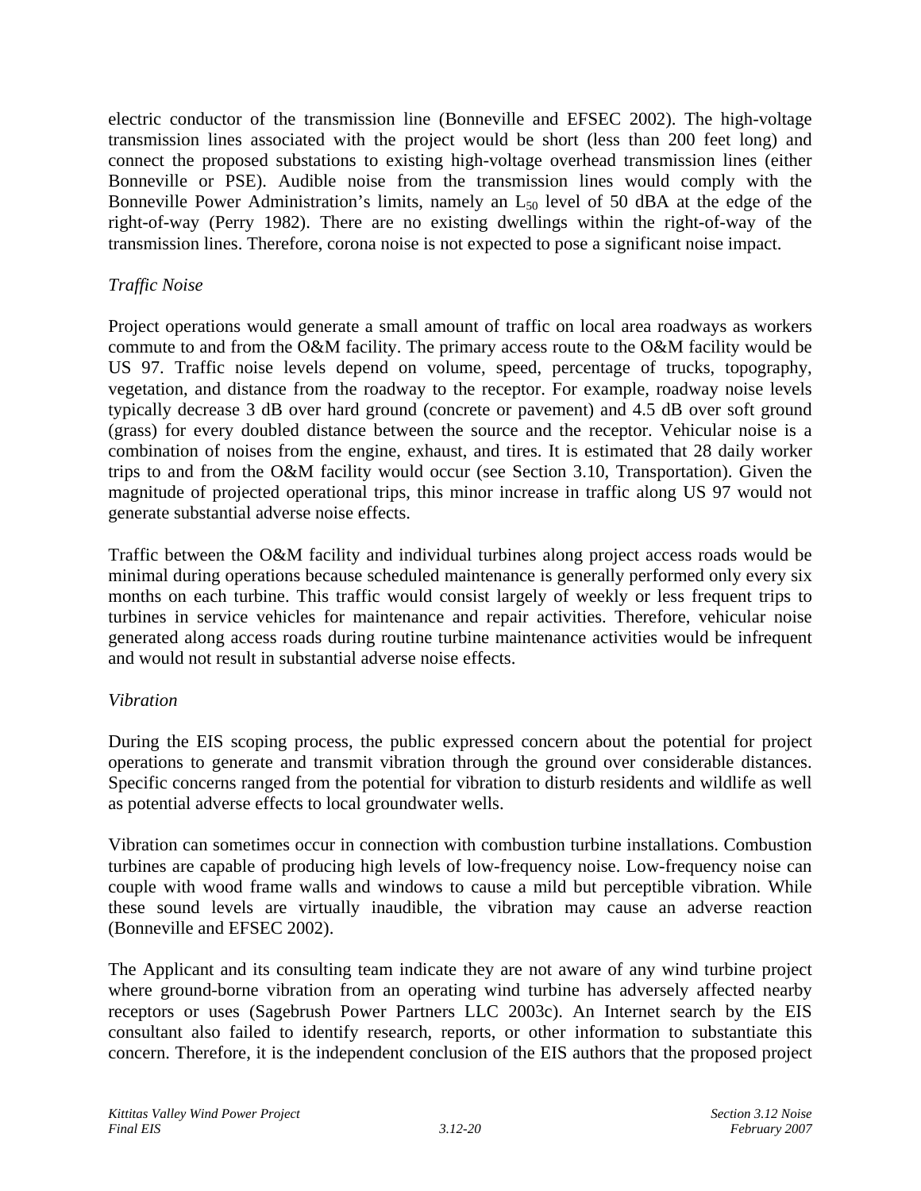electric conductor of the transmission line (Bonneville and EFSEC 2002). The high-voltage transmission lines associated with the project would be short (less than 200 feet long) and connect the proposed substations to existing high-voltage overhead transmission lines (either Bonneville or PSE). Audible noise from the transmission lines would comply with the Bonneville Power Administration's limits, namely an $L_{50}$ level of 50 dBA at the edge of the right-of-way (Perry 1982). There are no existing dwellings within the right-of-way of the transmission lines. Therefore, corona noise is not expected to pose a significant noise impact.

*Traffic Noise*

Project operations would generate a small amount of traffic on local area roadways as workers commute to and from the O&M facility. The primary access route to the O&M facility would be US 97. Traffic noise levels depend on volume, speed, percentage of trucks, topography, vegetation, and distance from the roadway to the receptor. For example, roadway noise levels typically decrease 3 dB over hard ground (concrete or pavement) and 4.5 dB over soft ground (grass) for every doubled distance between the source and the receptor. Vehicular noise is a combination of noises from the engine, exhaust, and tires. It is estimated that 28 daily worker trips to and from the O&M facility would occur (see Section 3.10, Transportation). Given the magnitude of projected operational trips, this minor increase in traffic along US 97 would not generate substantial adverse noise effects.

Traffic between the O&M facility and individual turbines along project access roads would be minimal during operations because scheduled maintenance is generally performed only every six months on each turbine. This traffic would consist largely of weekly or less frequent trips to turbines in service vehicles for maintenance and repair activities. Therefore, vehicular noise generated along access roads during routine turbine maintenance activities would be infrequent and would not result in substantial adverse noise effects.

*Vibration*

During the EIS scoping process, the public expressed concern about the potential for project operations to generate and transmit vibration through the ground over considerable distances. Specific concerns ranged from the potential for vibration to disturb residents and wildlife as well as potential adverse effects to local groundwater wells.

Vibration can sometimes occur in connection with combustion turbine installations. Combustion turbines are capable of producing high levels of low-frequency noise. Low-frequency noise can couple with wood frame walls and windows to cause a mild but perceptible vibration. While these sound levels are virtually inaudible, the vibration may cause an adverse reaction (Bonneville and EFSEC 2002).

The Applicant and its consulting team indicate they are not aware of any wind turbine project where ground-borne vibration from an operating wind turbine has adversely affected nearby receptors or uses (Sagebrush Power Partners LLC 2003c). An Internet search by the EIS consultant also failed to identify research, reports, or other information to substantiate this concern. Therefore, it is the independent conclusion of the EIS authors that the proposed project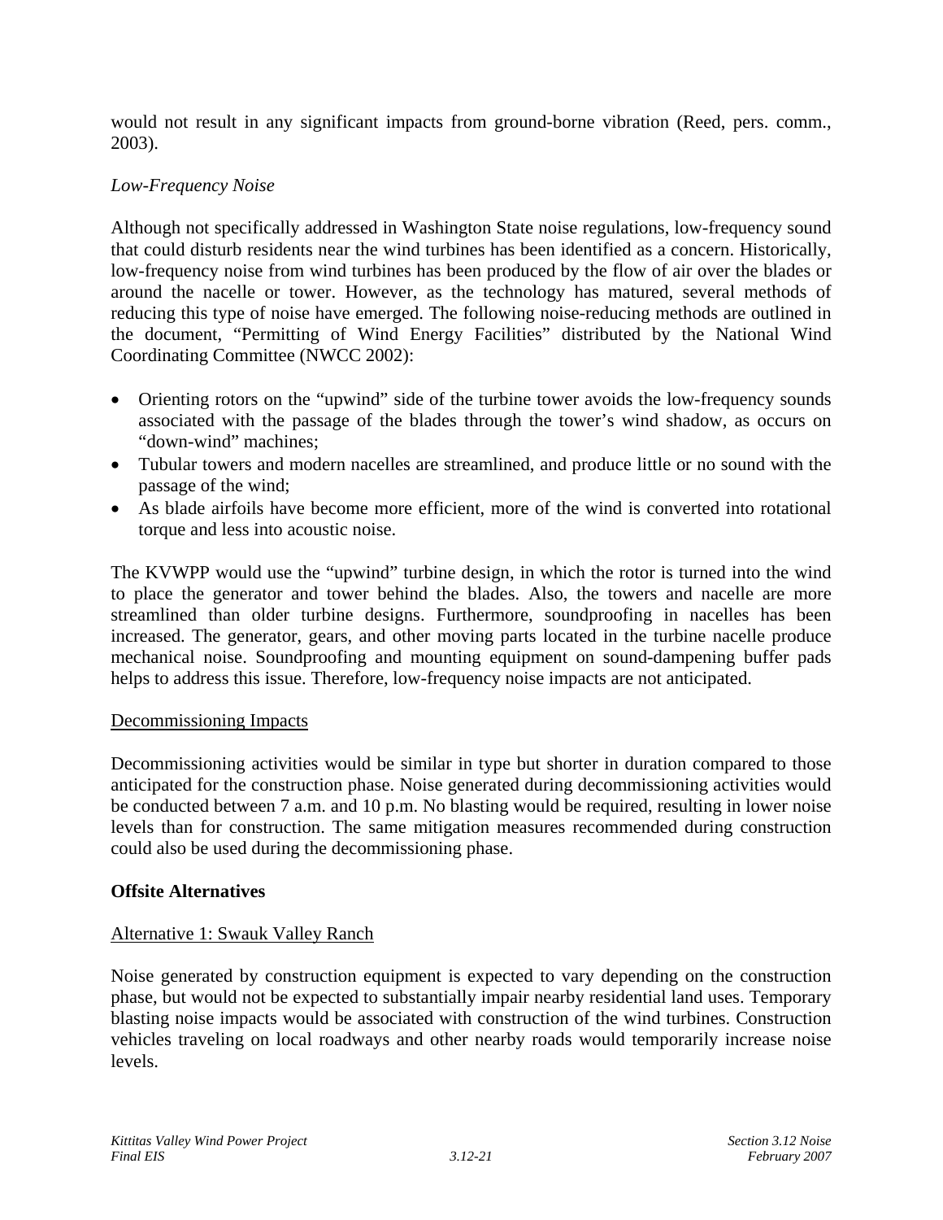would not result in any significant impacts from ground-borne vibration (Reed, pers. comm., 2003).

*Low-Frequency Noise*

Although not specifically addressed in Washington State noise regulations, low-frequency sound that could disturb residents near the wind turbines has been identified as a concern. Historically, low-frequency noise from wind turbines has been produced by the flow of air over the blades or around the nacelle or tower. However, as the technology has matured, several methods of reducing this type of noise have emerged. The following noise-reducing methods are outlined in the document, "Permitting of Wind Energy Facilities" distributed by the National Wind Coordinating Committee (NWCC 2002):

- Orienting rotors on the "upwind" side of the turbine tower avoids the low-frequency sounds associated with the passage of the blades through the tower's wind shadow, as occurs on "down-wind" machines;
- Tubular towers and modern nacelles are streamlined, and produce little or no sound with the passage of the wind;
- As blade airfoils have become more efficient, more of the wind is converted into rotational torque and less into acoustic noise.

The KVWPP would use the "upwind" turbine design, in which the rotor is turned into the wind to place the generator and tower behind the blades. Also, the towers and nacelle are more streamlined than older turbine designs. Furthermore, soundproofing in nacelles has been increased. The generator, gears, and other moving parts located in the turbine nacelle produce mechanical noise. Soundproofing and mounting equipment on sound-dampening buffer pads helps to address this issue. Therefore, low-frequency noise impacts are not anticipated.

<u>Decommissioning Impacts</u>

Decommissioning activities would be similar in type but shorter in duration compared to those anticipated for the construction phase. Noise generated during decommissioning activities would be conducted between 7 a.m. and 10 p.m. No blasting would be required, resulting in lower noise levels than for construction. The same mitigation measures recommended during construction could also be used during the decommissioning phase.

**Offsite Alternatives**

<u>Alternative 1: Swauk Valley Ranch</u>

Noise generated by construction equipment is expected to vary depending on the construction phase, but would not be expected to substantially impair nearby residential land uses. Temporary blasting noise impacts would be associated with construction of the wind turbines. Construction vehicles traveling on local roadways and other nearby roads would temporarily increase noise levels.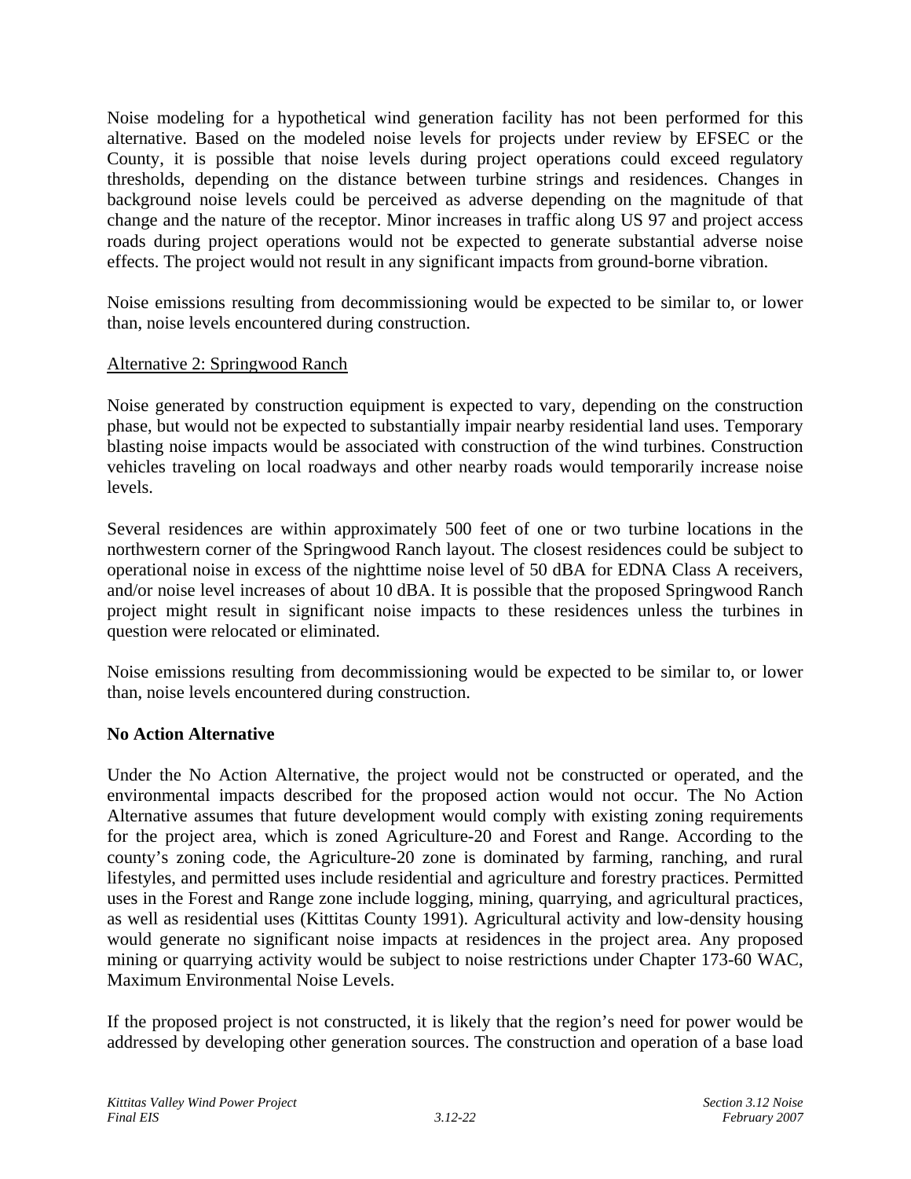Noise modeling for a hypothetical wind generation facility has not been performed for this alternative. Based on the modeled noise levels for projects under review by EFSEC or the County, it is possible that noise levels during project operations could exceed regulatory thresholds, depending on the distance between turbine strings and residences. Changes in background noise levels could be perceived as adverse depending on the magnitude of that change and the nature of the receptor. Minor increases in traffic along US 97 and project access roads during project operations would not be expected to generate substantial adverse noise effects. The project would not result in any significant impacts from ground-borne vibration.

Noise emissions resulting from decommissioning would be expected to be similar to, or lower than, noise levels encountered during construction.

Alternative 2: Springwood Ranch

Noise generated by construction equipment is expected to vary, depending on the construction phase, but would not be expected to substantially impair nearby residential land uses. Temporary blasting noise impacts would be associated with construction of the wind turbines. Construction vehicles traveling on local roadways and other nearby roads would temporarily increase noise levels.

Several residences are within approximately 500 feet of one or two turbine locations in the northwestern corner of the Springwood Ranch layout. The closest residences could be subject to operational noise in excess of the nighttime noise level of 50 dBA for EDNA Class A receivers, and/or noise level increases of about 10 dBA. It is possible that the proposed Springwood Ranch project might result in significant noise impacts to these residences unless the turbines in question were relocated or eliminated.

Noise emissions resulting from decommissioning would be expected to be similar to, or lower than, noise levels encountered during construction.

**No Action Alternative**

Under the No Action Alternative, the project would not be constructed or operated, and the environmental impacts described for the proposed action would not occur. The No Action Alternative assumes that future development would comply with existing zoning requirements for the project area, which is zoned Agriculture-20 and Forest and Range. According to the county's zoning code, the Agriculture-20 zone is dominated by farming, ranching, and rural lifestyles, and permitted uses include residential and agriculture and forestry practices. Permitted uses in the Forest and Range zone include logging, mining, quarrying, and agricultural practices, as well as residential uses (Kittitas County 1991). Agricultural activity and low-density housing would generate no significant noise impacts at residences in the project area. Any proposed mining or quarrying activity would be subject to noise restrictions under Chapter 173-60 WAC, Maximum Environmental Noise Levels.

If the proposed project is not constructed, it is likely that the region's need for power would be addressed by developing other generation sources. The construction and operation of a base load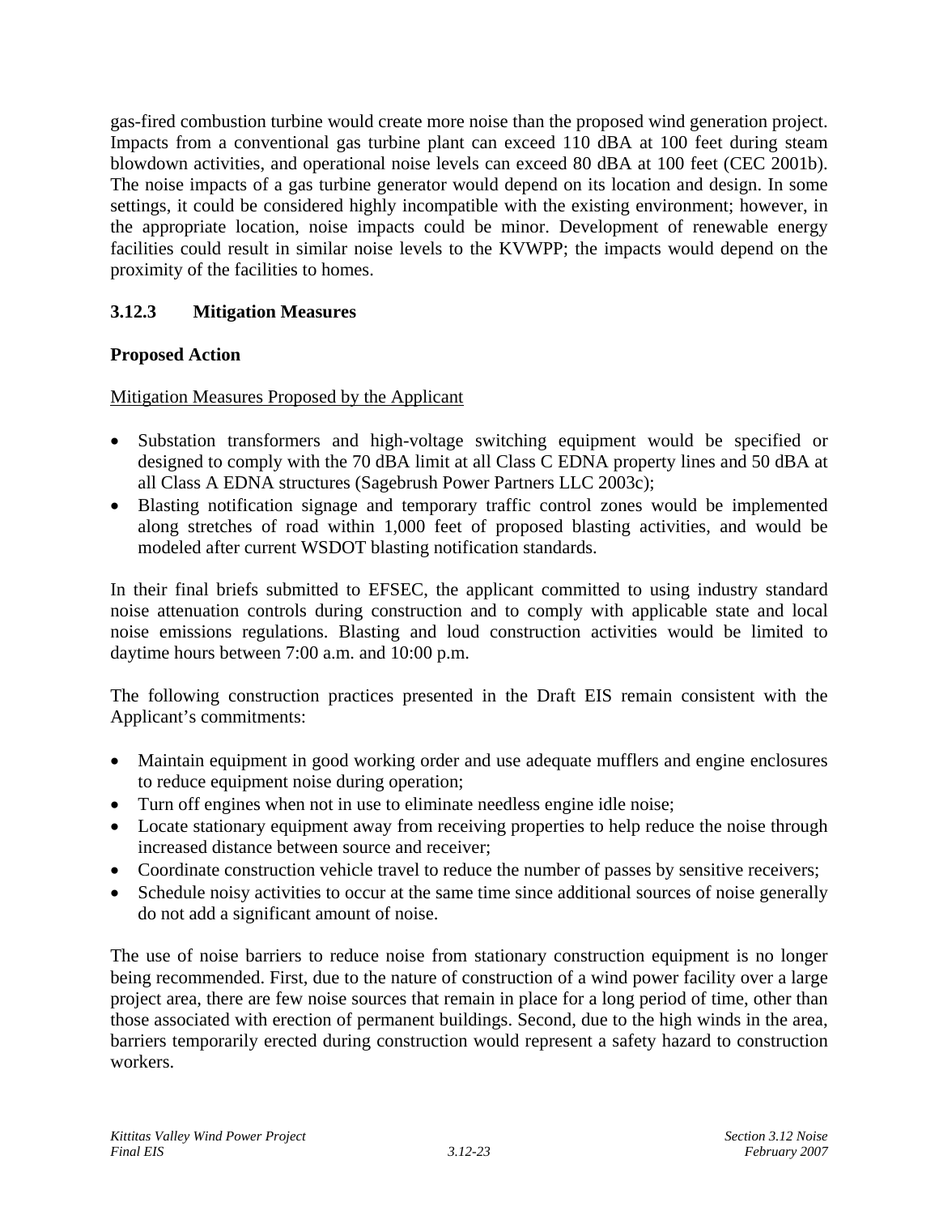gas-fired combustion turbine would create more noise than the proposed wind generation project. Impacts from a conventional gas turbine plant can exceed 110 dBA at 100 feet during steam blowdown activities, and operational noise levels can exceed 80 dBA at 100 feet (CEC 2001b). The noise impacts of a gas turbine generator would depend on its location and design. In some settings, it could be considered highly incompatible with the existing environment; however, in the appropriate location, noise impacts could be minor. Development of renewable energy facilities could result in similar noise levels to the KVWPP; the impacts would depend on the proximity of the facilities to homes.

### 3.12.3 Mitigation Measures

**Proposed Action**

Mitigation Measures Proposed by the Applicant

- Substation transformers and high-voltage switching equipment would be specified or designed to comply with the 70 dBA limit at all Class C EDNA property lines and 50 dBA at all Class A EDNA structures (Sagebrush Power Partners LLC 2003c);
- Blasting notification signage and temporary traffic control zones would be implemented along stretches of road within 1,000 feet of proposed blasting activities, and would be modeled after current WSDOT blasting notification standards.

In their final briefs submitted to EFSEC, the applicant committed to using industry standard noise attenuation controls during construction and to comply with applicable state and local noise emissions regulations. Blasting and loud construction activities would be limited to daytime hours between 7:00 a.m. and 10:00 p.m.

The following construction practices presented in the Draft EIS remain consistent with the Applicant's commitments:

- Maintain equipment in good working order and use adequate mufflers and engine enclosures to reduce equipment noise during operation;
- Turn off engines when not in use to eliminate needless engine idle noise;
- Locate stationary equipment away from receiving properties to help reduce the noise through increased distance between source and receiver;
- Coordinate construction vehicle travel to reduce the number of passes by sensitive receivers;
- Schedule noisy activities to occur at the same time since additional sources of noise generally do not add a significant amount of noise.

The use of noise barriers to reduce noise from stationary construction equipment is no longer being recommended. First, due to the nature of construction of a wind power facility over a large project area, there are few noise sources that remain in place for a long period of time, other than those associated with erection of permanent buildings. Second, due to the high winds in the area, barriers temporarily erected during construction would represent a safety hazard to construction workers.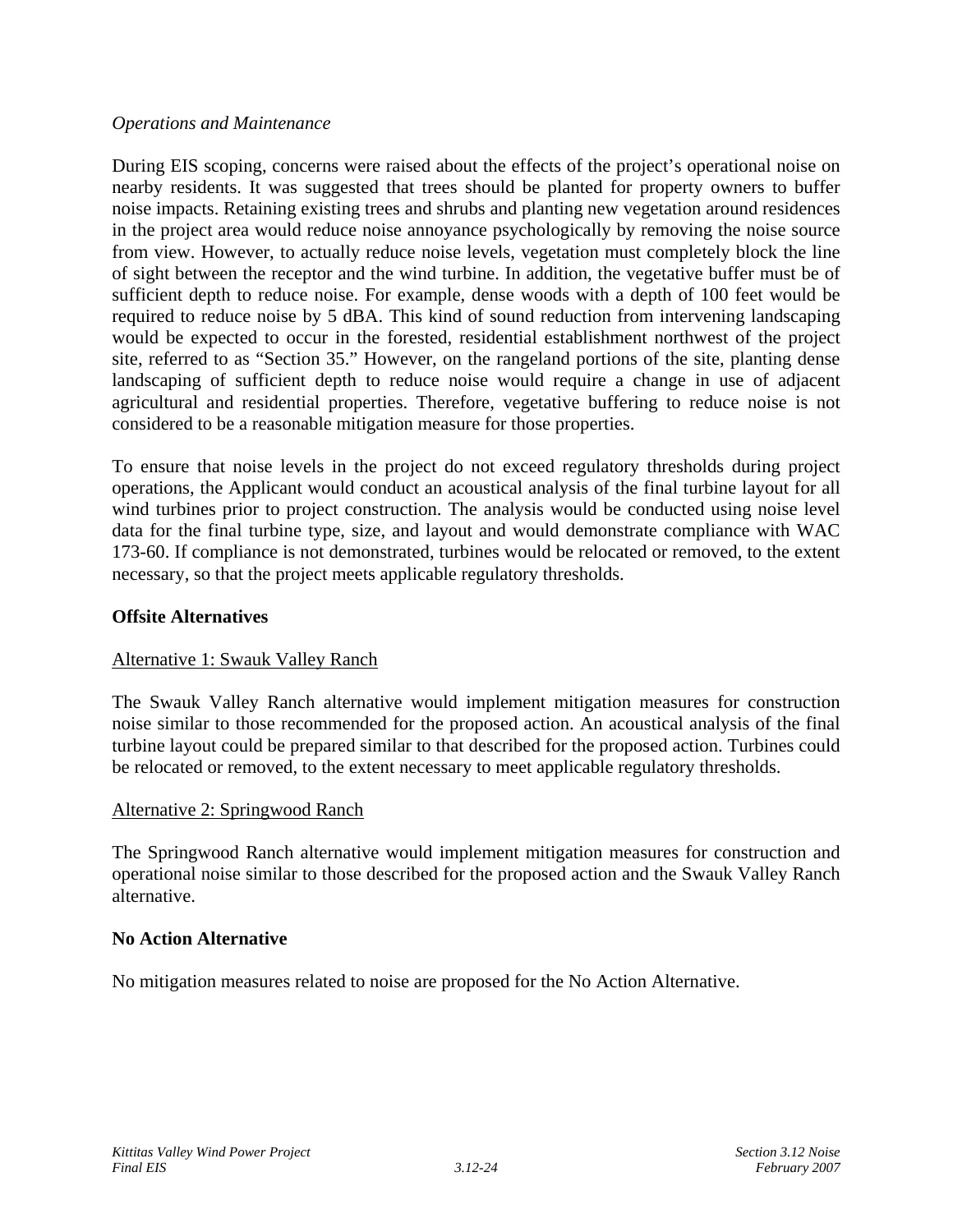*Operations and Maintenance*

During EIS scoping, concerns were raised about the effects of the project's operational noise on nearby residents. It was suggested that trees should be planted for property owners to buffer noise impacts. Retaining existing trees and shrubs and planting new vegetation around residences in the project area would reduce noise annoyance psychologically by removing the noise source from view. However, to actually reduce noise levels, vegetation must completely block the line of sight between the receptor and the wind turbine. In addition, the vegetative buffer must be of sufficient depth to reduce noise. For example, dense woods with a depth of 100 feet would be required to reduce noise by 5 dBA. This kind of sound reduction from intervening landscaping would be expected to occur in the forested, residential establishment northwest of the project site, referred to as "Section 35." However, on the rangeland portions of the site, planting dense landscaping of sufficient depth to reduce noise would require a change in use of adjacent agricultural and residential properties. Therefore, vegetative buffering to reduce noise is not considered to be a reasonable mitigation measure for those properties.

To ensure that noise levels in the project do not exceed regulatory thresholds during project operations, the Applicant would conduct an acoustical analysis of the final turbine layout for all wind turbines prior to project construction. The analysis would be conducted using noise level data for the final turbine type, size, and layout and would demonstrate compliance with WAC 173-60. If compliance is not demonstrated, turbines would be relocated or removed, to the extent necessary, so that the project meets applicable regulatory thresholds.

**Offsite Alternatives**

Alternative 1: Swauk Valley Ranch

The Swauk Valley Ranch alternative would implement mitigation measures for construction noise similar to those recommended for the proposed action. An acoustical analysis of the final turbine layout could be prepared similar to that described for the proposed action. Turbines could be relocated or removed, to the extent necessary to meet applicable regulatory thresholds.

Alternative 2: Springwood Ranch

The Springwood Ranch alternative would implement mitigation measures for construction and operational noise similar to those described for the proposed action and the Swauk Valley Ranch alternative.

**No Action Alternative**

No mitigation measures related to noise are proposed for the No Action Alternative.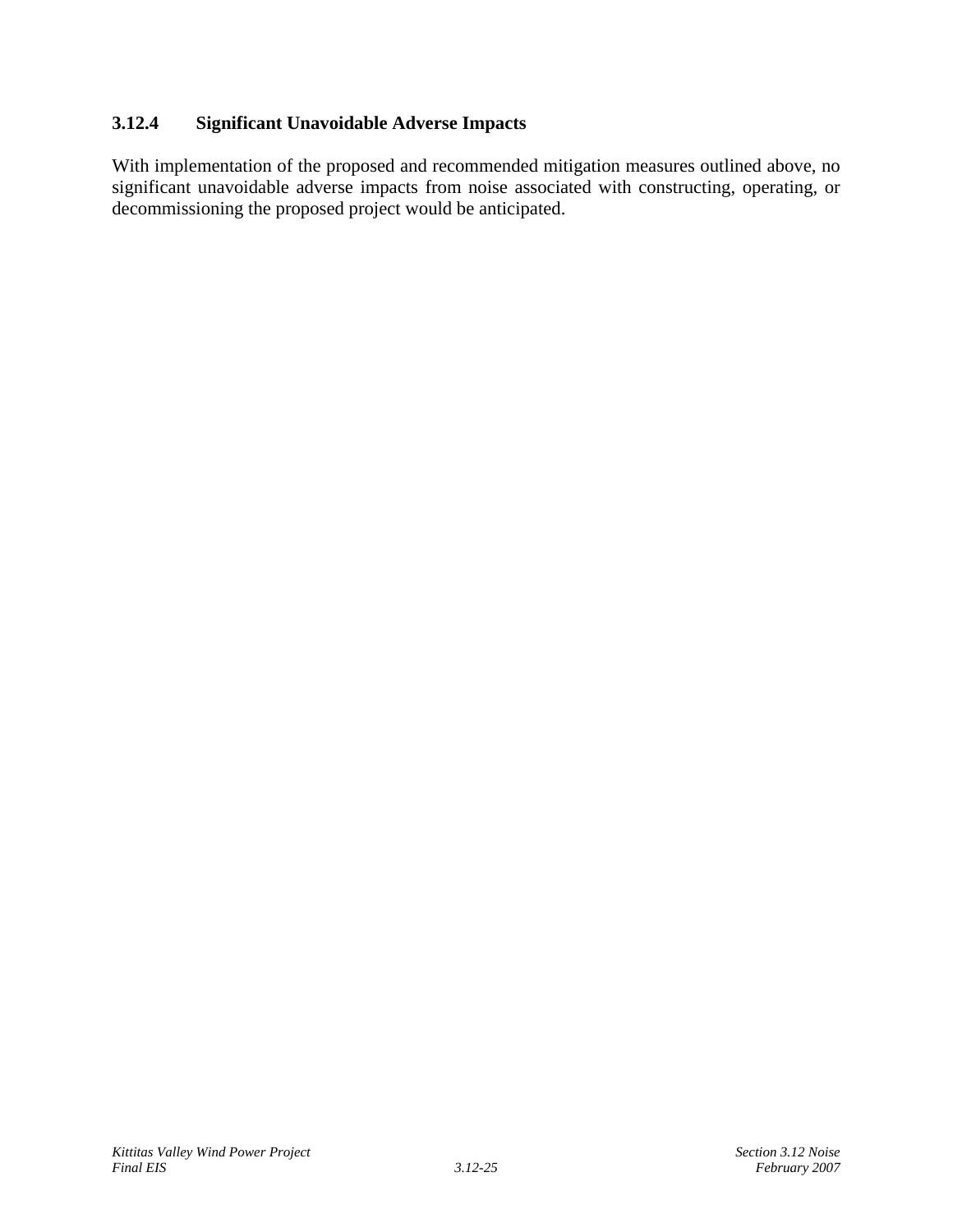### 3.12.4 Significant Unavoidable Adverse Impacts

With implementation of the proposed and recommended mitigation measures outlined above, no significant unavoidable adverse impacts from noise associated with constructing, operating, or decommissioning the proposed project would be anticipated.